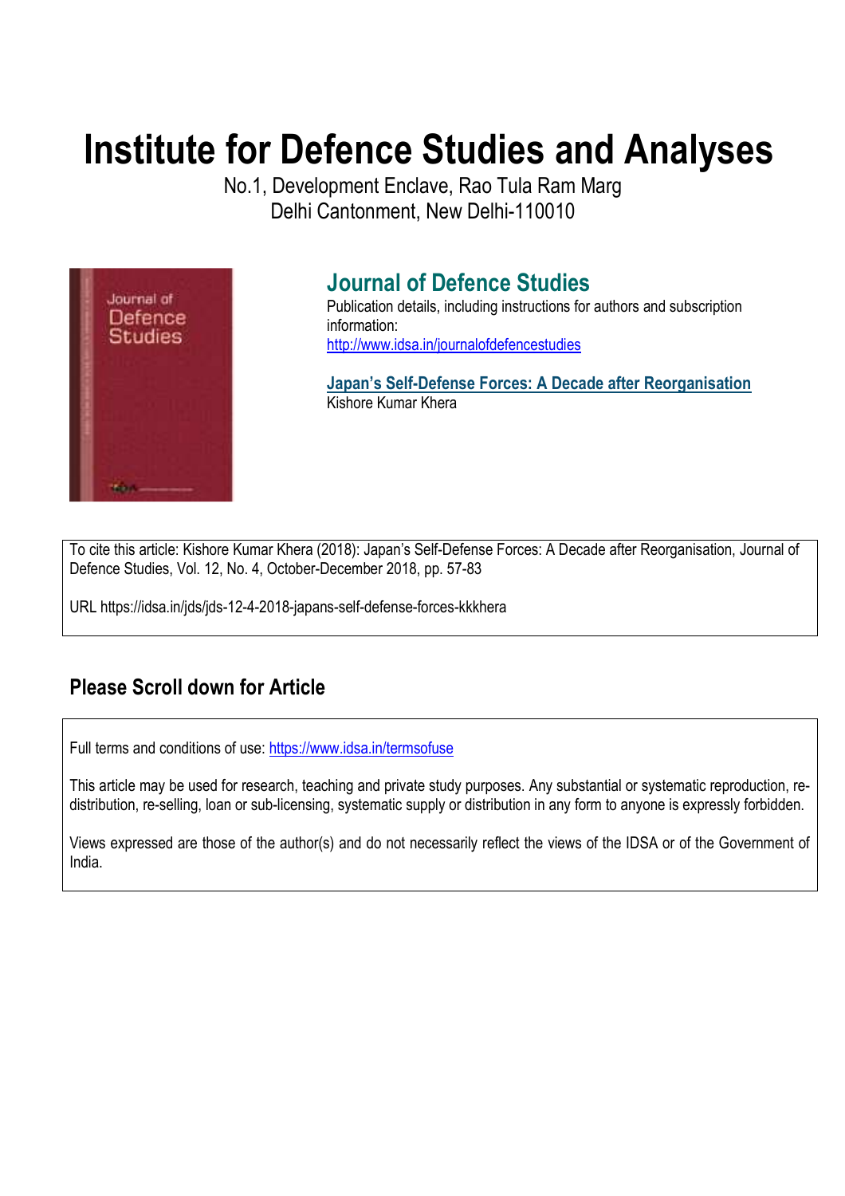# Institute for Defence Studies and Analyses

No.1, Development Enclave, Rao Tula Ram Marg
Delhi Cantonment, New Delhi-110010

## Journal of Defence Studies

Publication details, including instructions for authors and subscription information:
http://www.idsa.in/journalofdefencestudies

**Japan's Self-Defense Forces: A Decade after Reorganisation**
Kishore Kumar Khera

To cite this article: Kishore Kumar Khera (2018): Japan's Self-Defense Forces: A Decade after Reorganisation, Journal of Defence Studies, Vol. 12, No. 4, October-December 2018, pp. 57-83

URL https://idsa.in/jds/jds-12-4-2018-japans-self-defense-forces-kkkhera

## Please Scroll down for Article

Full terms and conditions of use: https://www.idsa.in/termsofuse

This article may be used for research, teaching and private study purposes. Any substantial or systematic reproduction, re-distribution, re-selling, loan or sub-licensing, systematic supply or distribution in any form to anyone is expressly forbidden.

Views expressed are those of the author(s) and do not necessarily reflect the views of the IDSA or of the Government of India.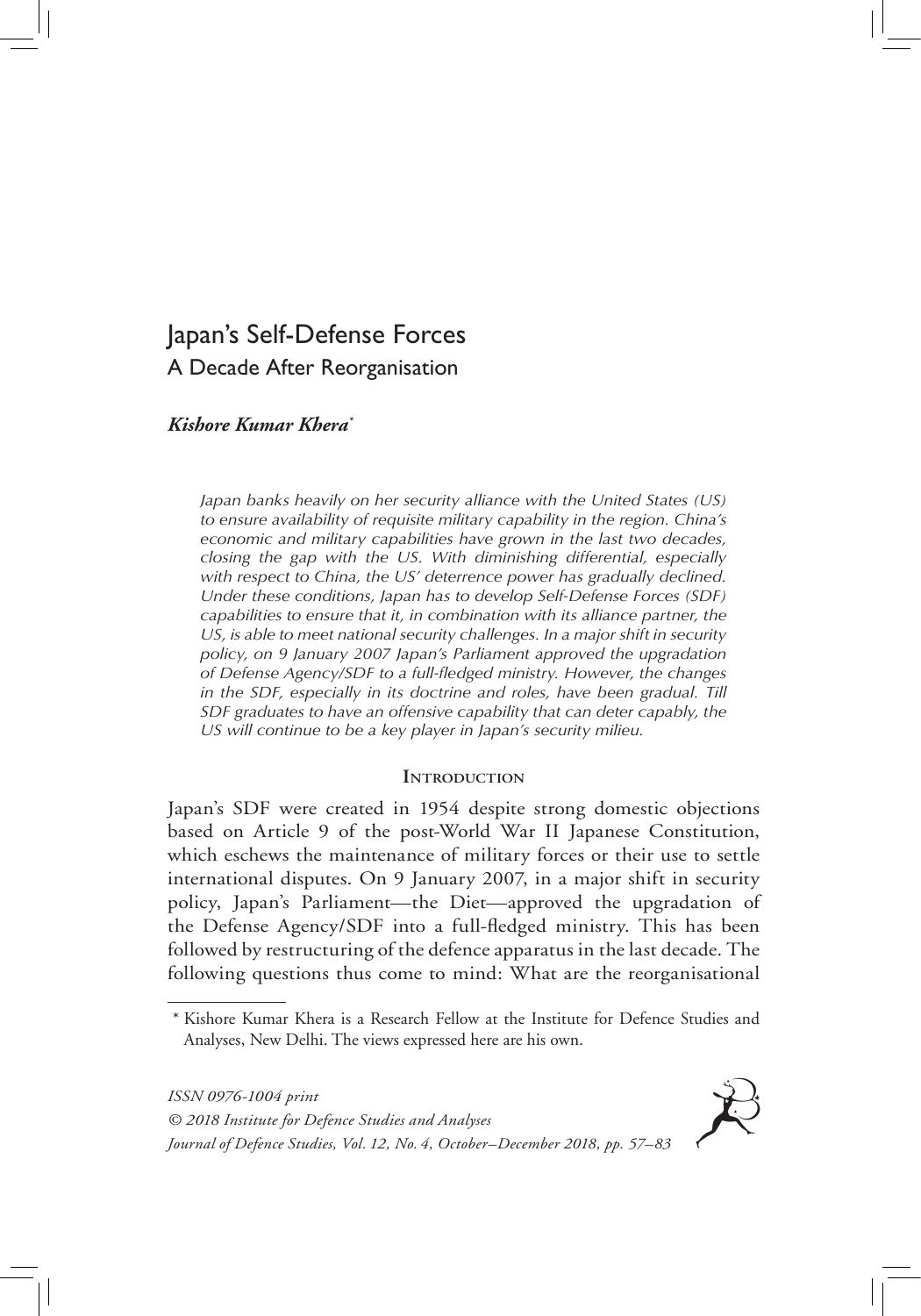# Japan's Self-Defense Forces

## A Decade After Reorganisation

***Kishore Kumar Khera****

*Japan banks heavily on her security alliance with the United States (US) to ensure availability of requisite military capability in the region. China's economic and military capabilities have grown in the last two decades, closing the gap with the US. With diminishing differential, especially with respect to China, the US' deterrence power has gradually declined. Under these conditions, Japan has to develop Self-Defense Forces (SDF) capabilities to ensure that it, in combination with its alliance partner, the US, is able to meet national security challenges. In a major shift in security policy, on 9 January 2007 Japan's Parliament approved the upgradation of Defense Agency/SDF to a full-fledged ministry. However, the changes in the SDF, especially in its doctrine and roles, have been gradual. Till SDF graduates to have an offensive capability that can deter capably, the US will continue to be a key player in Japan's security milieu.*

### Introduction

Japan's SDF were created in 1954 despite strong domestic objections based on Article 9 of the post-World War II Japanese Constitution, which eschews the maintenance of military forces or their use to settle international disputes. On 9 January 2007, in a major shift in security policy, Japan's Parliament—the Diet—approved the upgradation of the Defense Agency/SDF into a full-fledged ministry. This has been followed by restructuring of the defence apparatus in the last decade. The following questions thus come to mind: What are the reorganisational

---

* Kishore Kumar Khera is a Research Fellow at the Institute for Defence Studies and Analyses, New Delhi. The views expressed here are his own.

*ISSN 0976-1004 print*
*© 2018 Institute for Defence Studies and Analyses*
*Journal of Defence Studies, Vol. 12, No. 4, October–December 2018, pp. 57–83*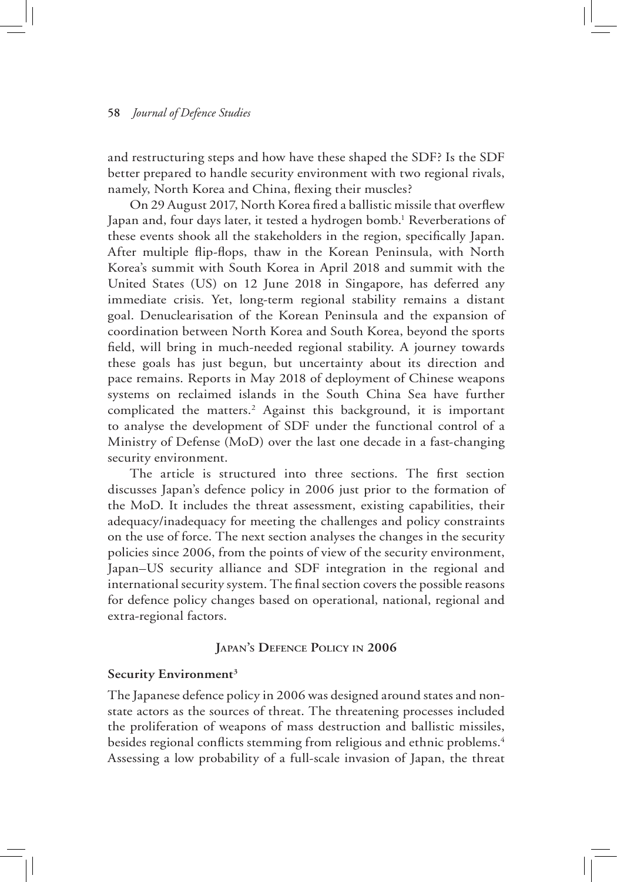and restructuring steps and how have these shaped the SDF? Is the SDF better prepared to handle security environment with two regional rivals, namely, North Korea and China, flexing their muscles?

On 29 August 2017, North Korea fired a ballistic missile that overflew Japan and, four days later, it tested a hydrogen bomb.[1] Reverberations of these events shook all the stakeholders in the region, specifically Japan. After multiple flip-flops, thaw in the Korean Peninsula, with North Korea's summit with South Korea in April 2018 and summit with the United States (US) on 12 June 2018 in Singapore, has deferred any immediate crisis. Yet, long-term regional stability remains a distant goal. Denuclearisation of the Korean Peninsula and the expansion of coordination between North Korea and South Korea, beyond the sports field, will bring in much-needed regional stability. A journey towards these goals has just begun, but uncertainty about its direction and pace remains. Reports in May 2018 of deployment of Chinese weapons systems on reclaimed islands in the South China Sea have further complicated the matters.[2] Against this background, it is important to analyse the development of SDF under the functional control of a Ministry of Defense (MoD) over the last one decade in a fast-changing security environment.

The article is structured into three sections. The first section discusses Japan's defence policy in 2006 just prior to the formation of the MoD. It includes the threat assessment, existing capabilities, their adequacy/inadequacy for meeting the challenges and policy constraints on the use of force. The next section analyses the changes in the security policies since 2006, from the points of view of the security environment, Japan–US security alliance and SDF integration in the regional and international security system. The final section covers the possible reasons for defence policy changes based on operational, national, regional and extra-regional factors.

## Japan's Defence Policy in 2006

### Security Environment[3]

The Japanese defence policy in 2006 was designed around states and non-state actors as the sources of threat. The threatening processes included the proliferation of weapons of mass destruction and ballistic missiles, besides regional conflicts stemming from religious and ethnic problems.[4] Assessing a low probability of a full-scale invasion of Japan, the threat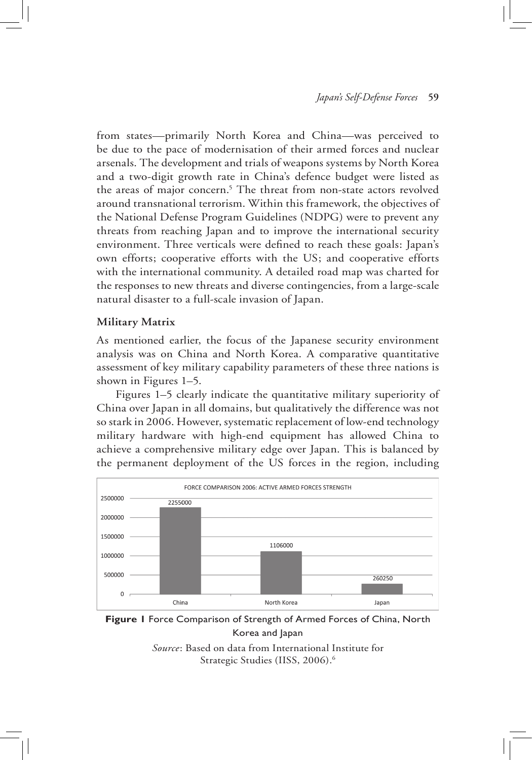from states—primarily North Korea and China—was perceived to be due to the pace of modernisation of their armed forces and nuclear arsenals. The development and trials of weapons systems by North Korea and a two-digit growth rate in China's defence budget were listed as the areas of major concern.[5] The threat from non-state actors revolved around transnational terrorism. Within this framework, the objectives of the National Defense Program Guidelines (NDPG) were to prevent any threats from reaching Japan and to improve the international security environment. Three verticals were defined to reach these goals: Japan's own efforts; cooperative efforts with the US; and cooperative efforts with the international community. A detailed road map was charted for the responses to new threats and diverse contingencies, from a large-scale natural disaster to a full-scale invasion of Japan.

**Military Matrix**

As mentioned earlier, the focus of the Japanese security environment analysis was on China and North Korea. A comparative quantitative assessment of key military capability parameters of these three nations is shown in Figures 1–5.

Figures 1–5 clearly indicate the quantitative military superiority of China over Japan in all domains, but qualitatively the difference was not so stark in 2006. However, systematic replacement of low-end technology military hardware with high-end equipment has allowed China to achieve a comprehensive military edge over Japan. This is balanced by the permanent deployment of the US forces in the region, including

FORCE COMPARISON 2006: ACTIVE ARMED FORCES STRENGTH

| Country | Active Armed Forces Strength |
|---|---|
| China | 2255000 |
| North Korea | 1106000 |
| Japan | 260250 |

**Figure 1** Force Comparison of Strength of Armed Forces of China, North Korea and Japan

*Source*: Based on data from International Institute for Strategic Studies (IISS, 2006).[6]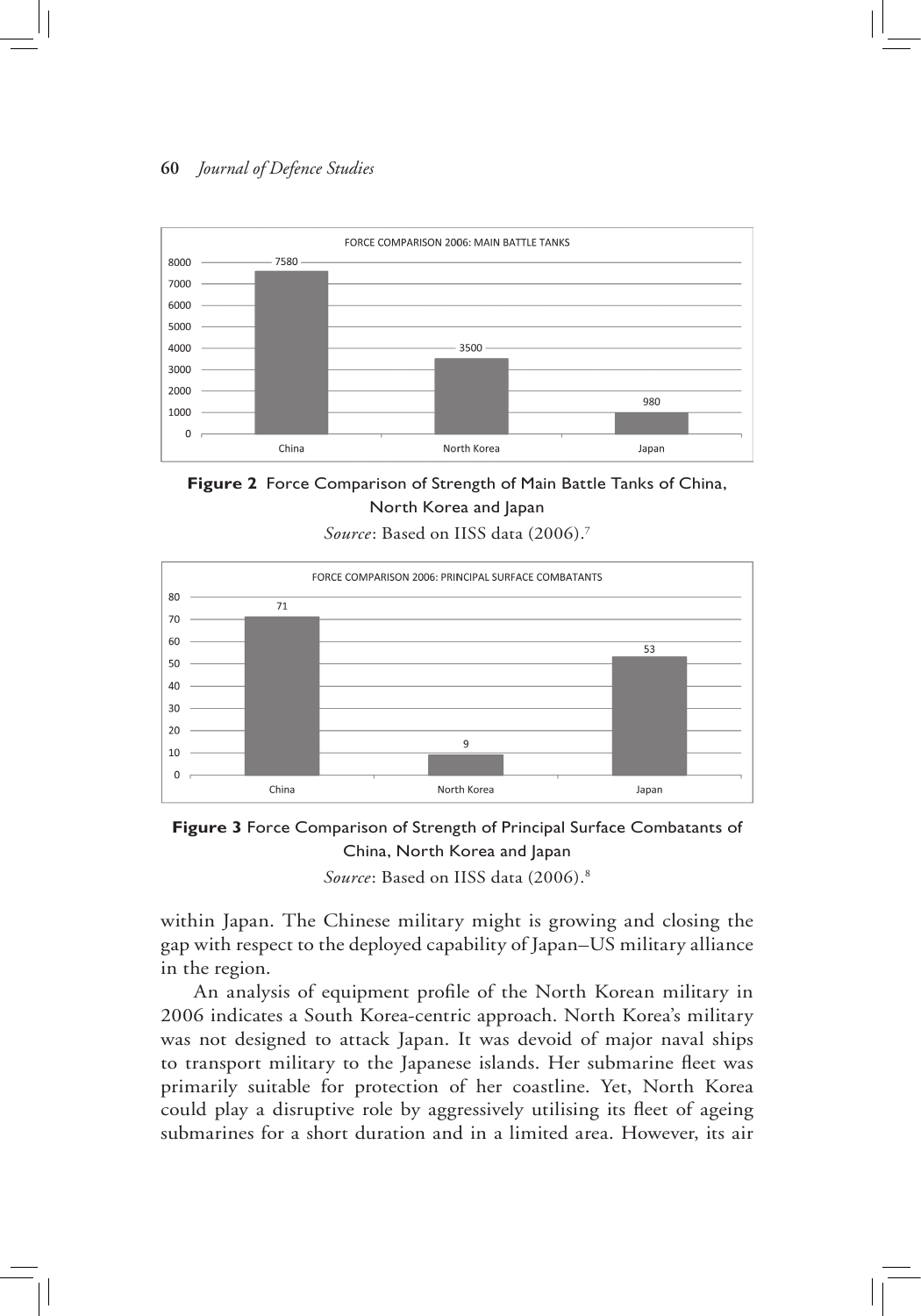FORCE COMPARISON 2006: MAIN BATTLE TANKS

| China | North Korea | Japan |
| --- | --- | --- |
| 7580 | 3500 | 980 |

**Figure 2** Force Comparison of Strength of Main Battle Tanks of China, North Korea and Japan

*Source*: Based on IISS data (2006).[7]

FORCE COMPARISON 2006: PRINCIPAL SURFACE COMBATANTS

| China | North Korea | Japan |
| --- | --- | --- |
| 71 | 9 | 53 |

**Figure 3** Force Comparison of Strength of Principal Surface Combatants of China, North Korea and Japan

*Source*: Based on IISS data (2006).[8]

within Japan. The Chinese military might is growing and closing the gap with respect to the deployed capability of Japan–US military alliance in the region.

An analysis of equipment profile of the North Korean military in 2006 indicates a South Korea-centric approach. North Korea's military was not designed to attack Japan. It was devoid of major naval ships to transport military to the Japanese islands. Her submarine fleet was primarily suitable for protection of her coastline. Yet, North Korea could play a disruptive role by aggressively utilising its fleet of ageing submarines for a short duration and in a limited area. However, its air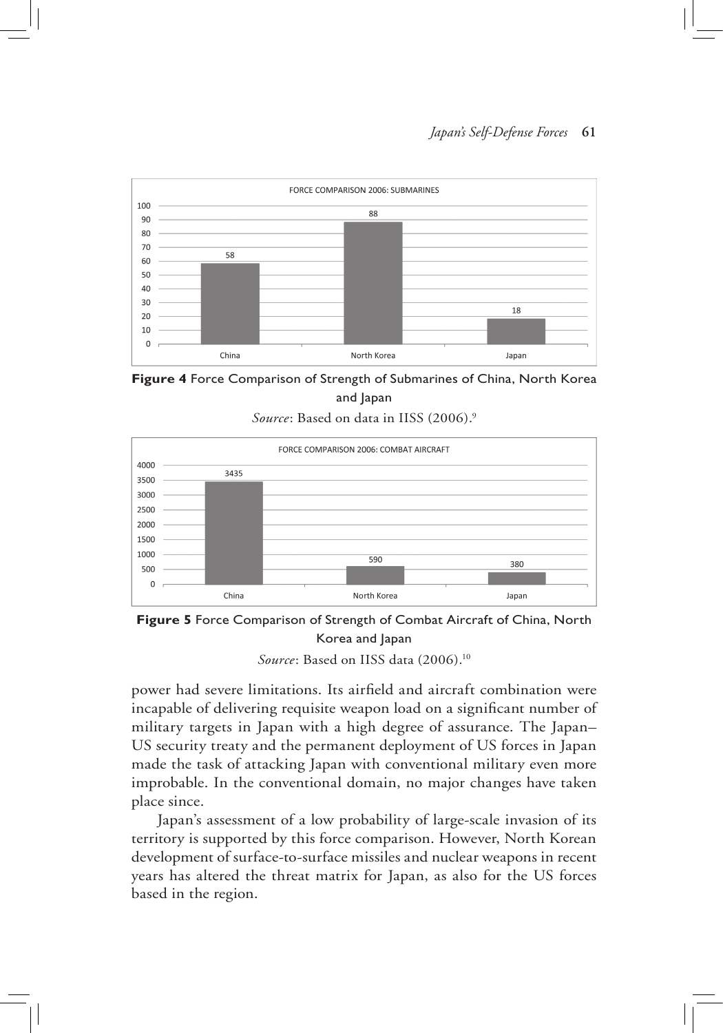FORCE COMPARISON 2006: SUBMARINES

| | China | North Korea | Japan |
|---|---|---|---|
| Submarines | 58 | 88 | 18 |

**Figure 4** Force Comparison of Strength of Submarines of China, North Korea and Japan

*Source*: Based on data in IISS (2006).[9]

FORCE COMPARISON 2006: COMBAT AIRCRAFT

| | China | North Korea | Japan |
|---|---|---|---|
| Combat Aircraft | 3435 | 590 | 380 |

**Figure 5** Force Comparison of Strength of Combat Aircraft of China, North Korea and Japan

*Source*: Based on IISS data (2006).[10]

power had severe limitations. Its airfield and aircraft combination were incapable of delivering requisite weapon load on a significant number of military targets in Japan with a high degree of assurance. The Japan–US security treaty and the permanent deployment of US forces in Japan made the task of attacking Japan with conventional military even more improbable. In the conventional domain, no major changes have taken place since.

Japan's assessment of a low probability of large-scale invasion of its territory is supported by this force comparison. However, North Korean development of surface-to-surface missiles and nuclear weapons in recent years has altered the threat matrix for Japan, as also for the US forces based in the region.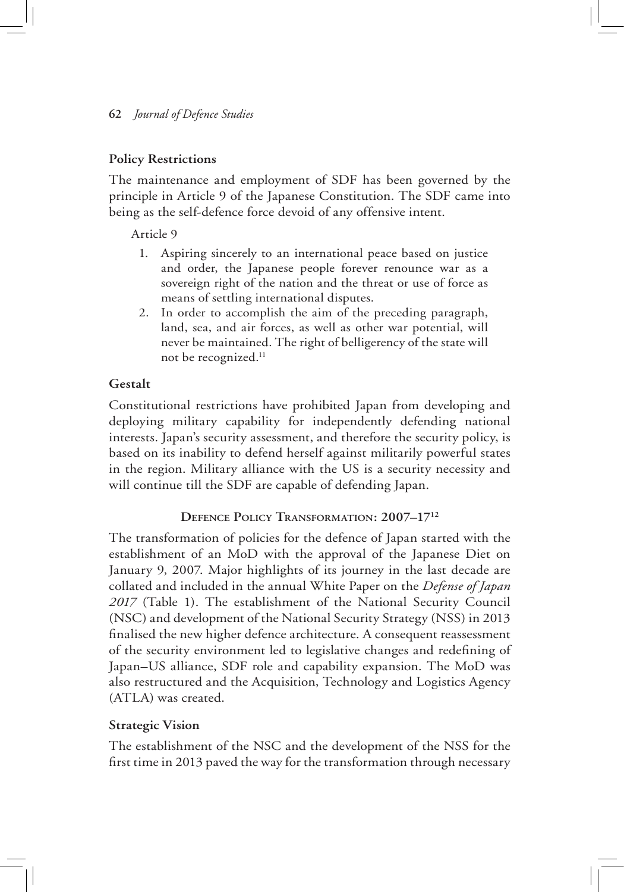**Policy Restrictions**

The maintenance and employment of SDF has been governed by the principle in Article 9 of the Japanese Constitution. The SDF came into being as the self-defence force devoid of any offensive intent.

Article 9

1. Aspiring sincerely to an international peace based on justice and order, the Japanese people forever renounce war as a sovereign right of the nation and the threat or use of force as means of settling international disputes.
2. In order to accomplish the aim of the preceding paragraph, land, sea, and air forces, as well as other war potential, will never be maintained. The right of belligerency of the state will not be recognized.[11]

**Gestalt**

Constitutional restrictions have prohibited Japan from developing and deploying military capability for independently defending national interests. Japan's security assessment, and therefore the security policy, is based on its inability to defend herself against militarily powerful states in the region. Military alliance with the US is a security necessity and will continue till the SDF are capable of defending Japan.

## Defence Policy Transformation: 2007–17[12]

The transformation of policies for the defence of Japan started with the establishment of an MoD with the approval of the Japanese Diet on January 9, 2007. Major highlights of its journey in the last decade are collated and included in the annual White Paper on the *Defense of Japan 2017* (Table 1). The establishment of the National Security Council (NSC) and development of the National Security Strategy (NSS) in 2013 finalised the new higher defence architecture. A consequent reassessment of the security environment led to legislative changes and redefining of Japan–US alliance, SDF role and capability expansion. The MoD was also restructured and the Acquisition, Technology and Logistics Agency (ATLA) was created.

**Strategic Vision**

The establishment of the NSC and the development of the NSS for the first time in 2013 paved the way for the transformation through necessary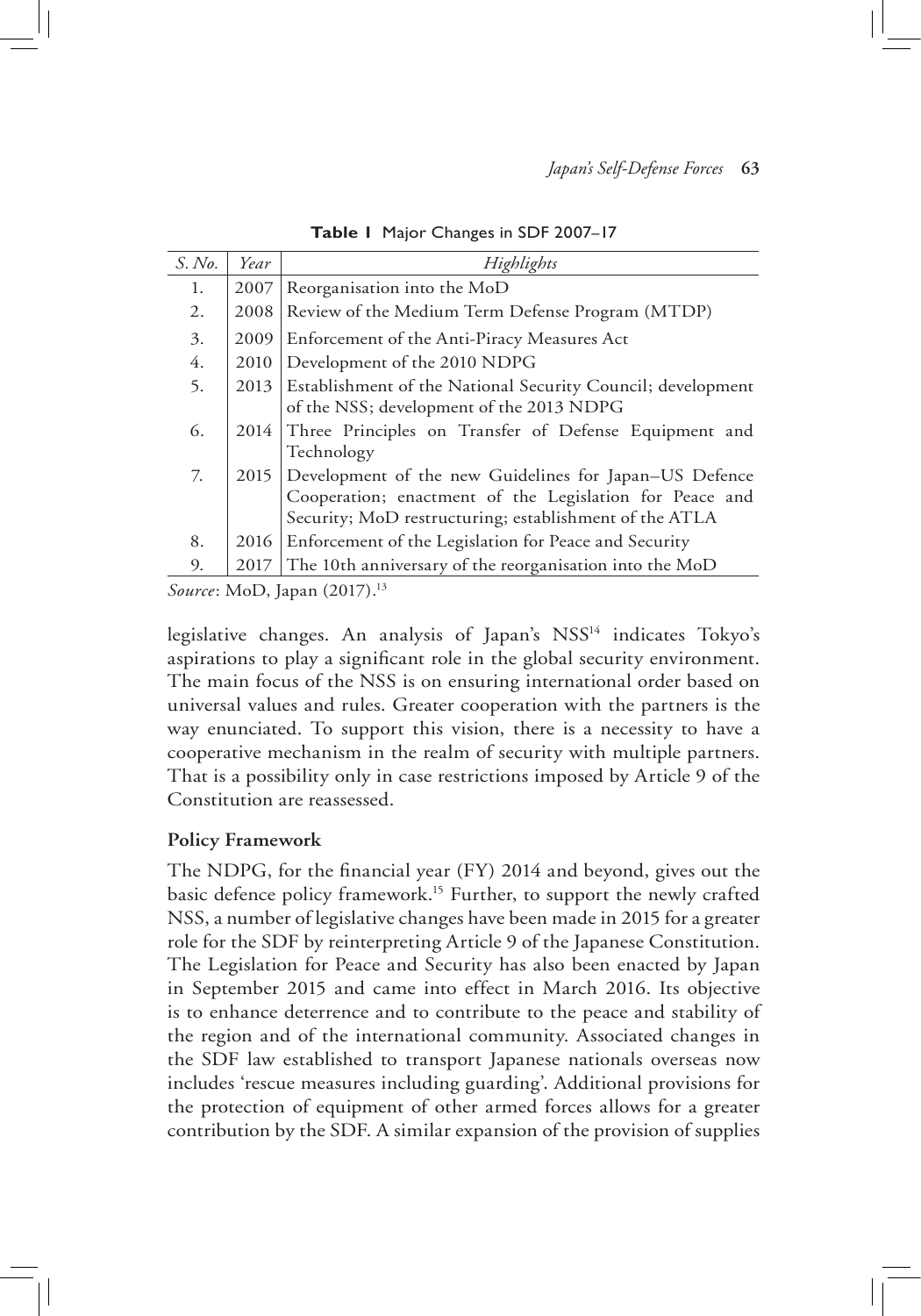**Table 1** Major Changes in SDF 2007–17

| *S. No.* | *Year* | *Highlights* |
|---|---|---|
| 1. | 2007 | Reorganisation into the MoD |
| 2. | 2008 | Review of the Medium Term Defense Program (MTDP) |
| 3. | 2009 | Enforcement of the Anti-Piracy Measures Act |
| 4. | 2010 | Development of the 2010 NDPG |
| 5. | 2013 | Establishment of the National Security Council; development of the NSS; development of the 2013 NDPG |
| 6. | 2014 | Three Principles on Transfer of Defense Equipment and Technology |
| 7. | 2015 | Development of the new Guidelines for Japan–US Defence Cooperation; enactment of the Legislation for Peace and Security; MoD restructuring; establishment of the ATLA |
| 8. | 2016 | Enforcement of the Legislation for Peace and Security |
| 9. | 2017 | The 10th anniversary of the reorganisation into the MoD |

*Source*: MoD, Japan (2017).[13]

legislative changes. An analysis of Japan's NSS[14] indicates Tokyo's aspirations to play a significant role in the global security environment. The main focus of the NSS is on ensuring international order based on universal values and rules. Greater cooperation with the partners is the way enunciated. To support this vision, there is a necessity to have a cooperative mechanism in the realm of security with multiple partners. That is a possibility only in case restrictions imposed by Article 9 of the Constitution are reassessed.

**Policy Framework**

The NDPG, for the financial year (FY) 2014 and beyond, gives out the basic defence policy framework.[15] Further, to support the newly crafted NSS, a number of legislative changes have been made in 2015 for a greater role for the SDF by reinterpreting Article 9 of the Japanese Constitution. The Legislation for Peace and Security has also been enacted by Japan in September 2015 and came into effect in March 2016. Its objective is to enhance deterrence and to contribute to the peace and stability of the region and of the international community. Associated changes in the SDF law established to transport Japanese nationals overseas now includes 'rescue measures including guarding'. Additional provisions for the protection of equipment of other armed forces allows for a greater contribution by the SDF. A similar expansion of the provision of supplies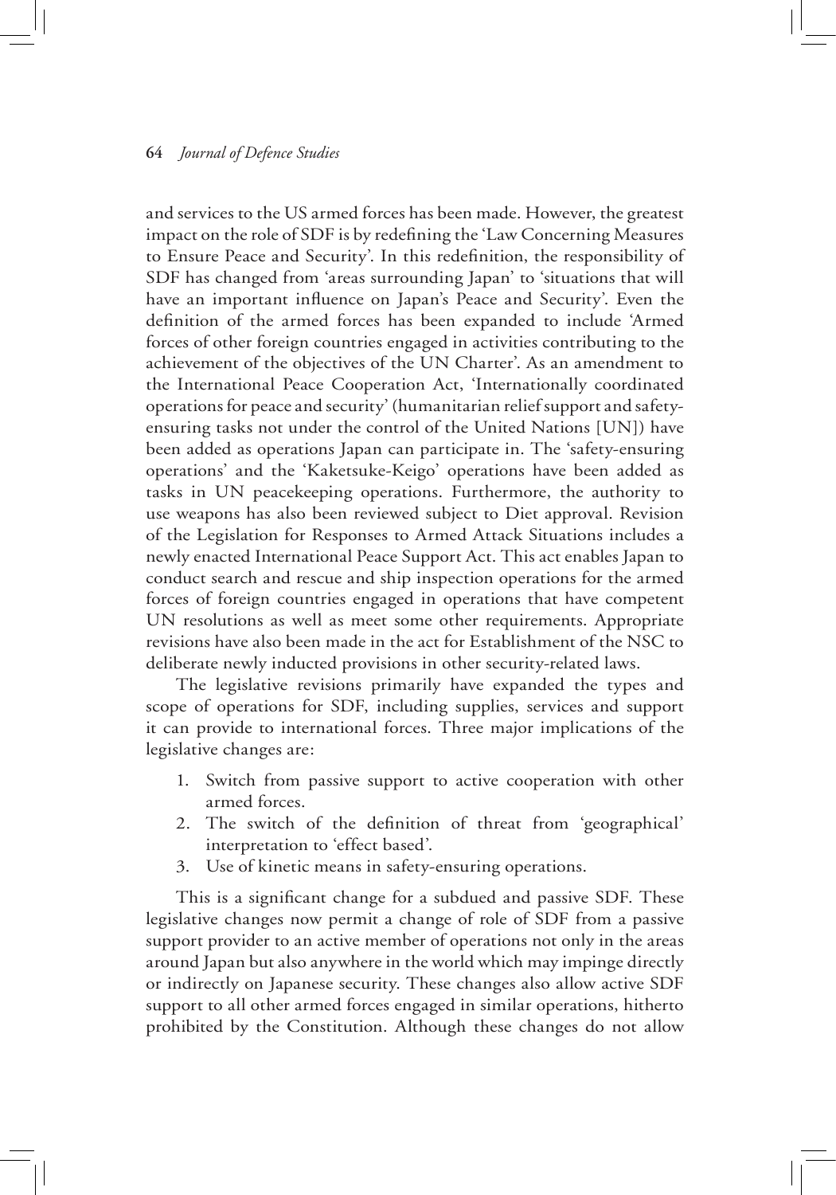and services to the US armed forces has been made. However, the greatest impact on the role of SDF is by redefining the 'Law Concerning Measures to Ensure Peace and Security'. In this redefinition, the responsibility of SDF has changed from 'areas surrounding Japan' to 'situations that will have an important influence on Japan's Peace and Security'. Even the definition of the armed forces has been expanded to include 'Armed forces of other foreign countries engaged in activities contributing to the achievement of the objectives of the UN Charter'. As an amendment to the International Peace Cooperation Act, 'Internationally coordinated operations for peace and security' (humanitarian relief support and safety-ensuring tasks not under the control of the United Nations [UN]) have been added as operations Japan can participate in. The 'safety-ensuring operations' and the 'Kaketsuke-Keigo' operations have been added as tasks in UN peacekeeping operations. Furthermore, the authority to use weapons has also been reviewed subject to Diet approval. Revision of the Legislation for Responses to Armed Attack Situations includes a newly enacted International Peace Support Act. This act enables Japan to conduct search and rescue and ship inspection operations for the armed forces of foreign countries engaged in operations that have competent UN resolutions as well as meet some other requirements. Appropriate revisions have also been made in the act for Establishment of the NSC to deliberate newly inducted provisions in other security-related laws.

The legislative revisions primarily have expanded the types and scope of operations for SDF, including supplies, services and support it can provide to international forces. Three major implications of the legislative changes are:

1. Switch from passive support to active cooperation with other armed forces.
2. The switch of the definition of threat from 'geographical' interpretation to 'effect based'.
3. Use of kinetic means in safety-ensuring operations.

This is a significant change for a subdued and passive SDF. These legislative changes now permit a change of role of SDF from a passive support provider to an active member of operations not only in the areas around Japan but also anywhere in the world which may impinge directly or indirectly on Japanese security. These changes also allow active SDF support to all other armed forces engaged in similar operations, hitherto prohibited by the Constitution. Although these changes do not allow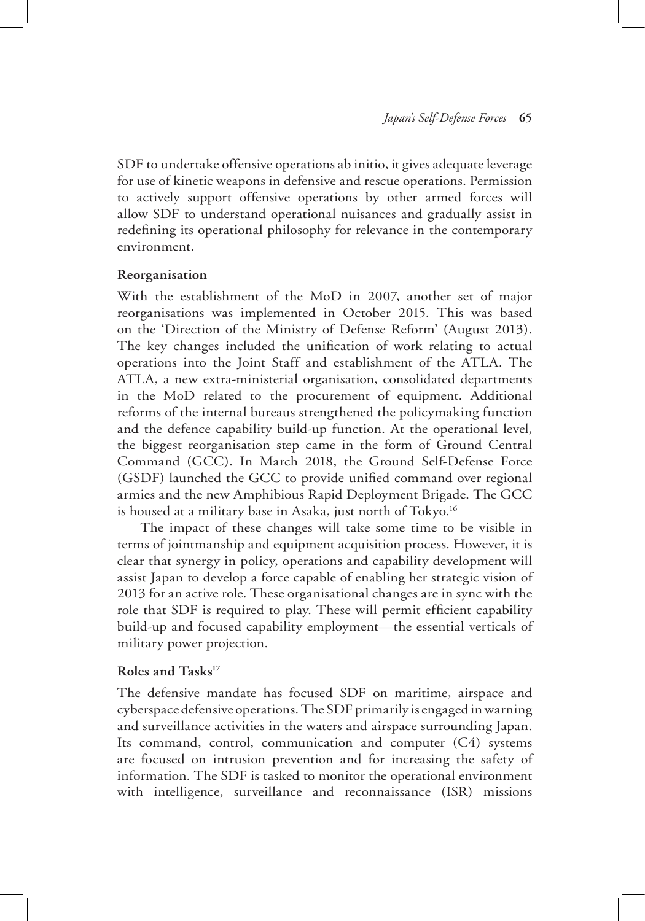SDF to undertake offensive operations ab initio, it gives adequate leverage for use of kinetic weapons in defensive and rescue operations. Permission to actively support offensive operations by other armed forces will allow SDF to understand operational nuisances and gradually assist in redefining its operational philosophy for relevance in the contemporary environment.

**Reorganisation**

With the establishment of the MoD in 2007, another set of major reorganisations was implemented in October 2015. This was based on the 'Direction of the Ministry of Defense Reform' (August 2013). The key changes included the unification of work relating to actual operations into the Joint Staff and establishment of the ATLA. The ATLA, a new extra-ministerial organisation, consolidated departments in the MoD related to the procurement of equipment. Additional reforms of the internal bureaus strengthened the policymaking function and the defence capability build-up function. At the operational level, the biggest reorganisation step came in the form of Ground Central Command (GCC). In March 2018, the Ground Self-Defense Force (GSDF) launched the GCC to provide unified command over regional armies and the new Amphibious Rapid Deployment Brigade. The GCC is housed at a military base in Asaka, just north of Tokyo.[16]

The impact of these changes will take some time to be visible in terms of jointmanship and equipment acquisition process. However, it is clear that synergy in policy, operations and capability development will assist Japan to develop a force capable of enabling her strategic vision of 2013 for an active role. These organisational changes are in sync with the role that SDF is required to play. These will permit efficient capability build-up and focused capability employment—the essential verticals of military power projection.

**Roles and Tasks[17]**

The defensive mandate has focused SDF on maritime, airspace and cyberspace defensive operations. The SDF primarily is engaged in warning and surveillance activities in the waters and airspace surrounding Japan. Its command, control, communication and computer (C4) systems are focused on intrusion prevention and for increasing the safety of information. The SDF is tasked to monitor the operational environment with intelligence, surveillance and reconnaissance (ISR) missions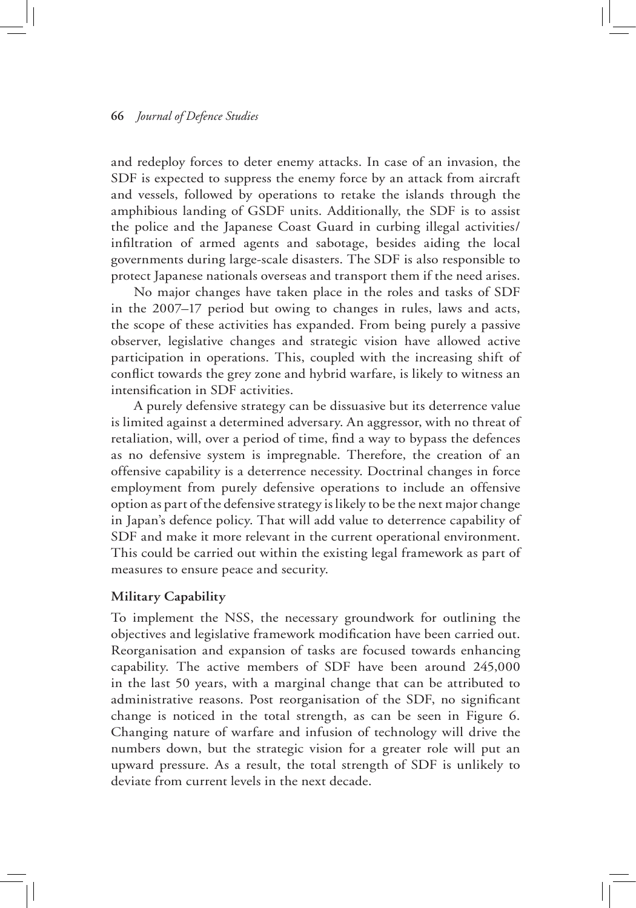and redeploy forces to deter enemy attacks. In case of an invasion, the SDF is expected to suppress the enemy force by an attack from aircraft and vessels, followed by operations to retake the islands through the amphibious landing of GSDF units. Additionally, the SDF is to assist the police and the Japanese Coast Guard in curbing illegal activities/ infiltration of armed agents and sabotage, besides aiding the local governments during large-scale disasters. The SDF is also responsible to protect Japanese nationals overseas and transport them if the need arises.

No major changes have taken place in the roles and tasks of SDF in the 2007–17 period but owing to changes in rules, laws and acts, the scope of these activities has expanded. From being purely a passive observer, legislative changes and strategic vision have allowed active participation in operations. This, coupled with the increasing shift of conflict towards the grey zone and hybrid warfare, is likely to witness an intensification in SDF activities.

A purely defensive strategy can be dissuasive but its deterrence value is limited against a determined adversary. An aggressor, with no threat of retaliation, will, over a period of time, find a way to bypass the defences as no defensive system is impregnable. Therefore, the creation of an offensive capability is a deterrence necessity. Doctrinal changes in force employment from purely defensive operations to include an offensive option as part of the defensive strategy is likely to be the next major change in Japan's defence policy. That will add value to deterrence capability of SDF and make it more relevant in the current operational environment. This could be carried out within the existing legal framework as part of measures to ensure peace and security.

## Military Capability

To implement the NSS, the necessary groundwork for outlining the objectives and legislative framework modification have been carried out. Reorganisation and expansion of tasks are focused towards enhancing capability. The active members of SDF have been around 245,000 in the last 50 years, with a marginal change that can be attributed to administrative reasons. Post reorganisation of the SDF, no significant change is noticed in the total strength, as can be seen in Figure 6. Changing nature of warfare and infusion of technology will drive the numbers down, but the strategic vision for a greater role will put an upward pressure. As a result, the total strength of SDF is unlikely to deviate from current levels in the next decade.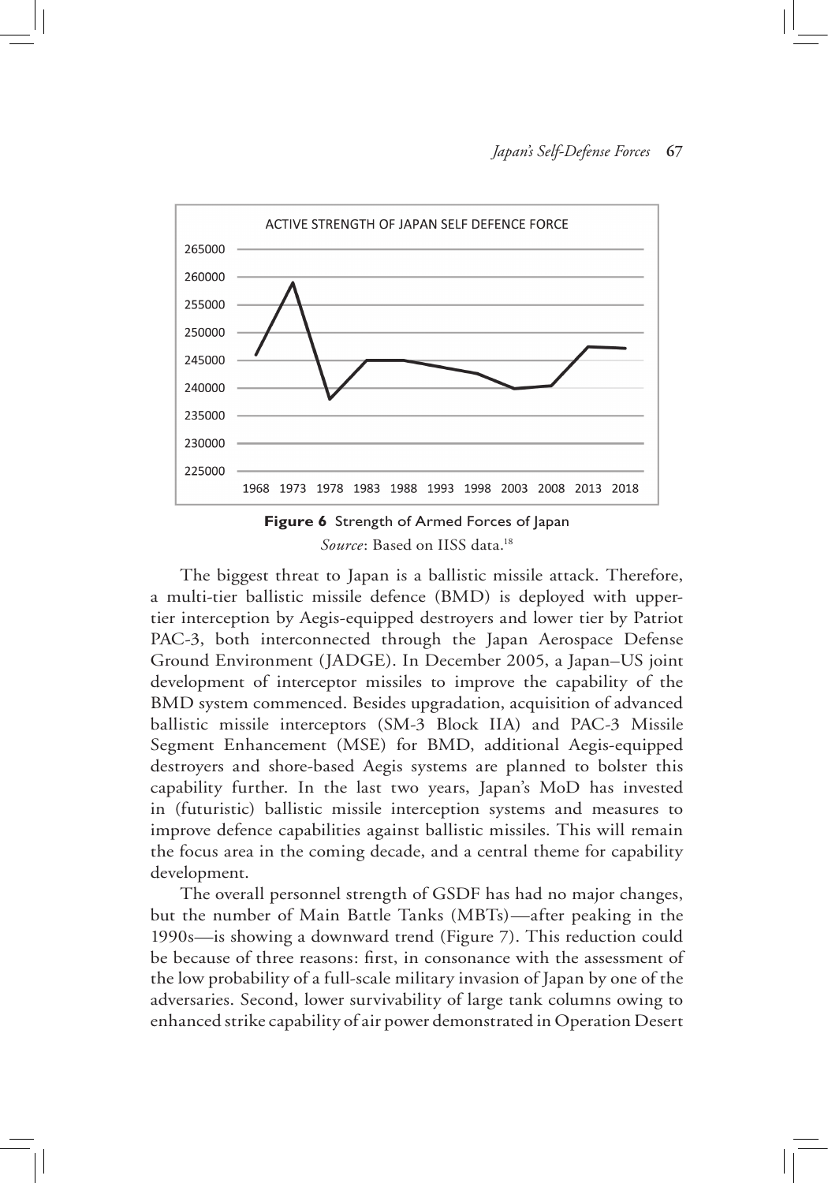ACTIVE STRENGTH OF JAPAN SELF DEFENCE FORCE

**Figure 6** Strength of Armed Forces of Japan

*Source*: Based on IISS data.[18]

The biggest threat to Japan is a ballistic missile attack. Therefore, a multi-tier ballistic missile defence (BMD) is deployed with upper-tier interception by Aegis-equipped destroyers and lower tier by Patriot PAC-3, both interconnected through the Japan Aerospace Defense Ground Environment (JADGE). In December 2005, a Japan–US joint development of interceptor missiles to improve the capability of the BMD system commenced. Besides upgradation, acquisition of advanced ballistic missile interceptors (SM-3 Block IIA) and PAC-3 Missile Segment Enhancement (MSE) for BMD, additional Aegis-equipped destroyers and shore-based Aegis systems are planned to bolster this capability further. In the last two years, Japan's MoD has invested in (futuristic) ballistic missile interception systems and measures to improve defence capabilities against ballistic missiles. This will remain the focus area in the coming decade, and a central theme for capability development.

The overall personnel strength of GSDF has had no major changes, but the number of Main Battle Tanks (MBTs)—after peaking in the 1990s—is showing a downward trend (Figure 7). This reduction could be because of three reasons: first, in consonance with the assessment of the low probability of a full-scale military invasion of Japan by one of the adversaries. Second, lower survivability of large tank columns owing to enhanced strike capability of air power demonstrated in Operation Desert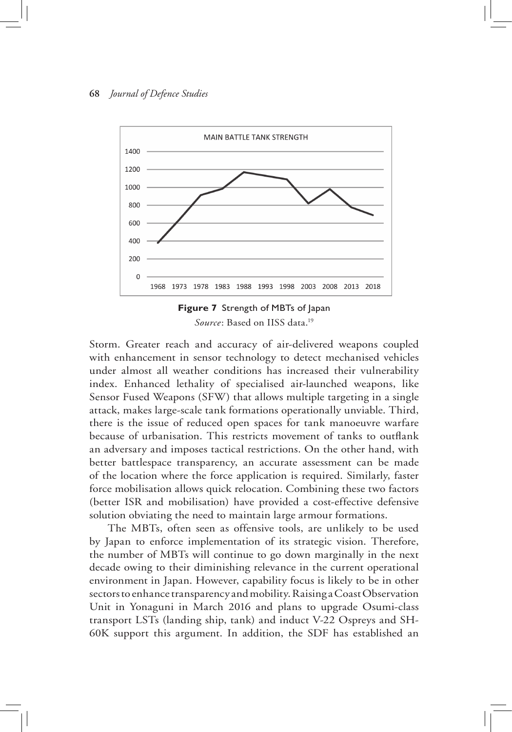**Figure 7** Strength of MBTs of Japan

*Source*: Based on IISS data.[19]

Storm. Greater reach and accuracy of air-delivered weapons coupled with enhancement in sensor technology to detect mechanised vehicles under almost all weather conditions has increased their vulnerability index. Enhanced lethality of specialised air-launched weapons, like Sensor Fused Weapons (SFW) that allows multiple targeting in a single attack, makes large-scale tank formations operationally unviable. Third, there is the issue of reduced open spaces for tank manoeuvre warfare because of urbanisation. This restricts movement of tanks to outflank an adversary and imposes tactical restrictions. On the other hand, with better battlespace transparency, an accurate assessment can be made of the location where the force application is required. Similarly, faster force mobilisation allows quick relocation. Combining these two factors (better ISR and mobilisation) have provided a cost-effective defensive solution obviating the need to maintain large armour formations.

The MBTs, often seen as offensive tools, are unlikely to be used by Japan to enforce implementation of its strategic vision. Therefore, the number of MBTs will continue to go down marginally in the next decade owing to their diminishing relevance in the current operational environment in Japan. However, capability focus is likely to be in other sectors to enhance transparency and mobility. Raising a Coast Observation Unit in Yonaguni in March 2016 and plans to upgrade Osumi-class transport LSTs (landing ship, tank) and induct V-22 Ospreys and SH-60K support this argument. In addition, the SDF has established an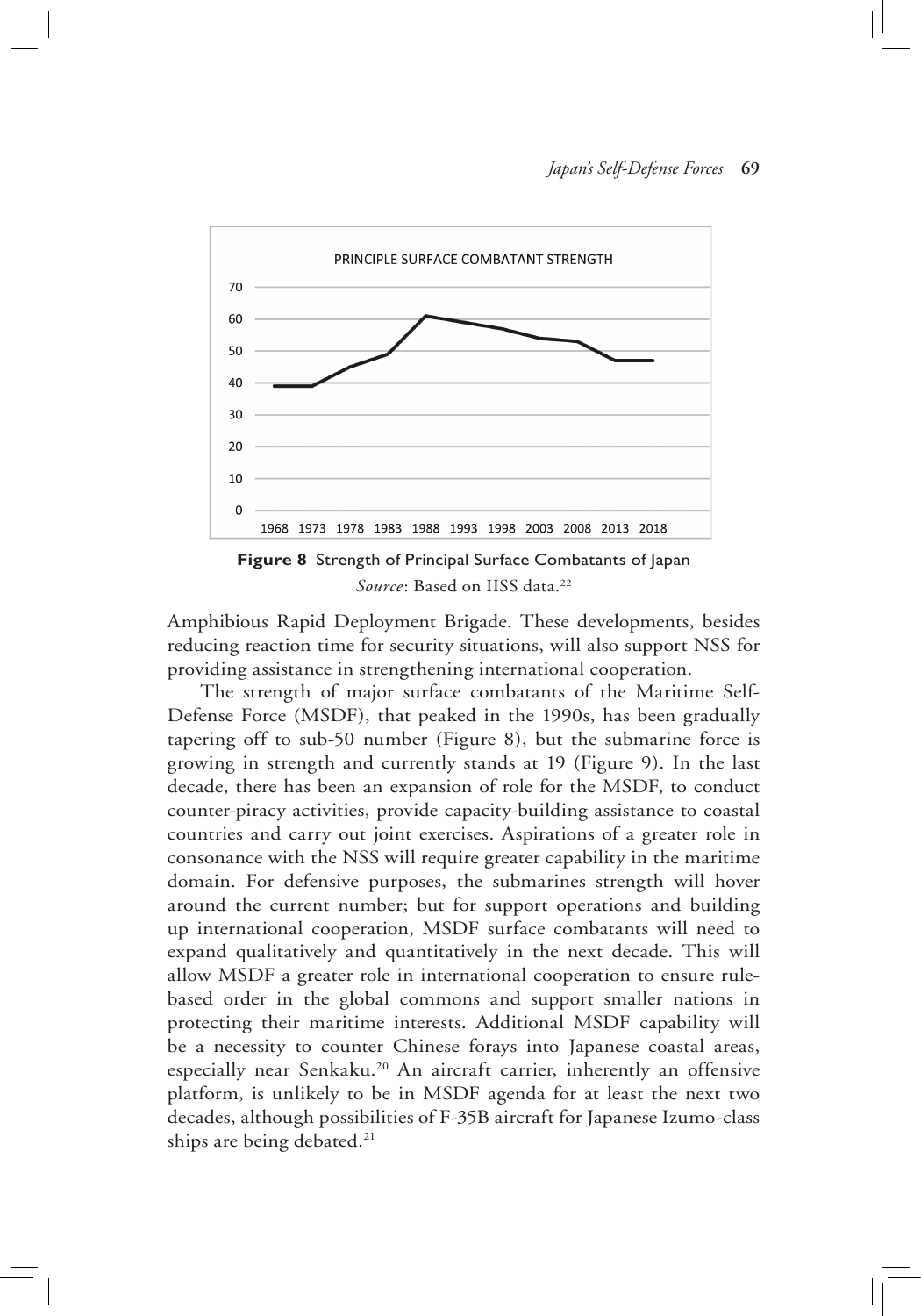**Figure 8** Strength of Principal Surface Combatants of Japan

*Source*: Based on IISS data.[22]

Amphibious Rapid Deployment Brigade. These developments, besides reducing reaction time for security situations, will also support NSS for providing assistance in strengthening international cooperation.

The strength of major surface combatants of the Maritime Self-Defense Force (MSDF), that peaked in the 1990s, has been gradually tapering off to sub-50 number (Figure 8), but the submarine force is growing in strength and currently stands at 19 (Figure 9). In the last decade, there has been an expansion of role for the MSDF, to conduct counter-piracy activities, provide capacity-building assistance to coastal countries and carry out joint exercises. Aspirations of a greater role in consonance with the NSS will require greater capability in the maritime domain. For defensive purposes, the submarines strength will hover around the current number; but for support operations and building up international cooperation, MSDF surface combatants will need to expand qualitatively and quantitatively in the next decade. This will allow MSDF a greater role in international cooperation to ensure rule-based order in the global commons and support smaller nations in protecting their maritime interests. Additional MSDF capability will be a necessity to counter Chinese forays into Japanese coastal areas, especially near Senkaku.[20] An aircraft carrier, inherently an offensive platform, is unlikely to be in MSDF agenda for at least the next two decades, although possibilities of F-35B aircraft for Japanese Izumo-class ships are being debated.[21]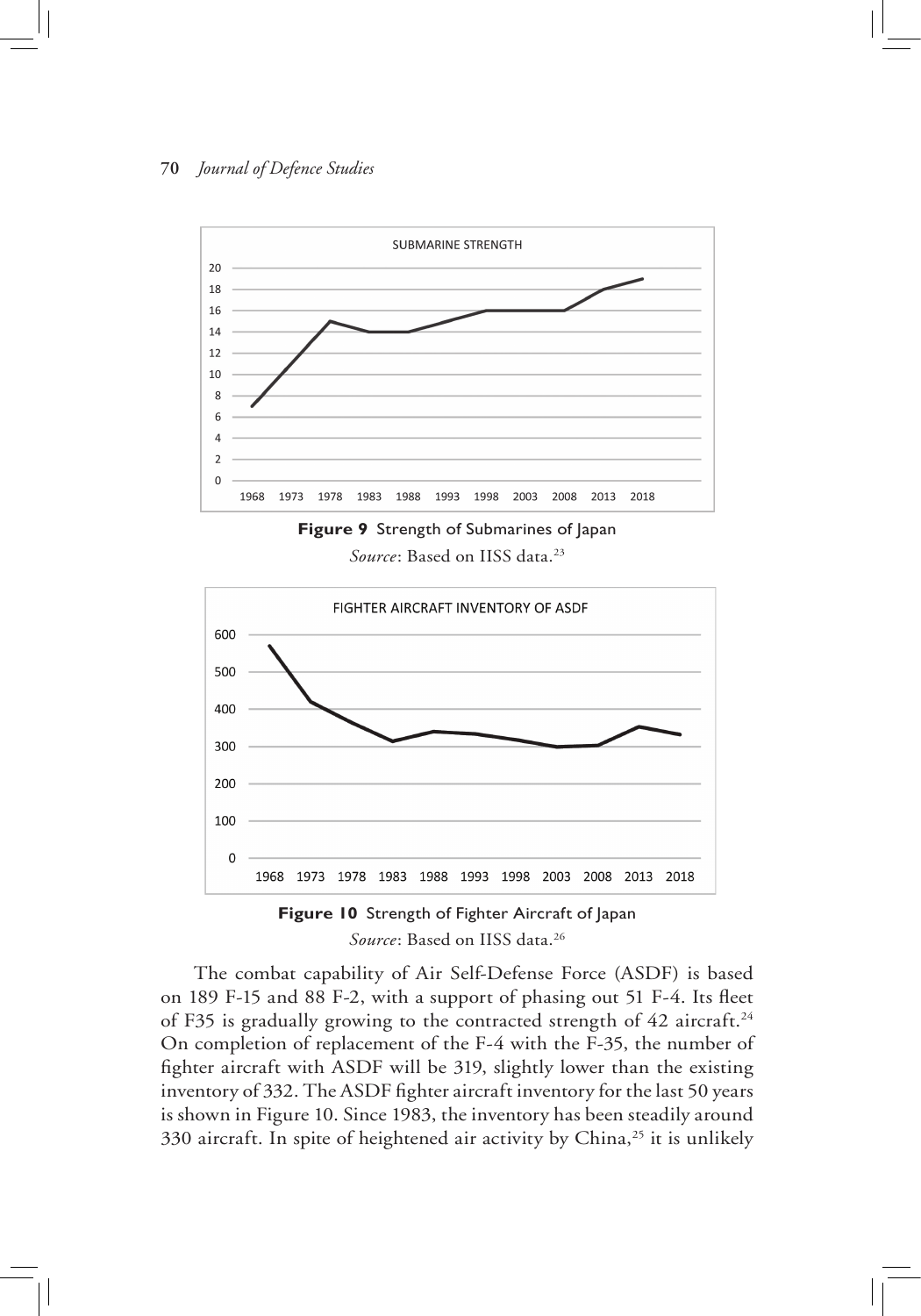**Figure 9** Strength of Submarines of Japan

*Source*: Based on IISS data.[23]

**Figure 10** Strength of Fighter Aircraft of Japan

*Source*: Based on IISS data.[26]

The combat capability of Air Self-Defense Force (ASDF) is based on 189 F-15 and 88 F-2, with a support of phasing out 51 F-4. Its fleet of F35 is gradually growing to the contracted strength of 42 aircraft.[24] On completion of replacement of the F-4 with the F-35, the number of fighter aircraft with ASDF will be 319, slightly lower than the existing inventory of 332. The ASDF fighter aircraft inventory for the last 50 years is shown in Figure 10. Since 1983, the inventory has been steadily around 330 aircraft. In spite of heightened air activity by China,[25] it is unlikely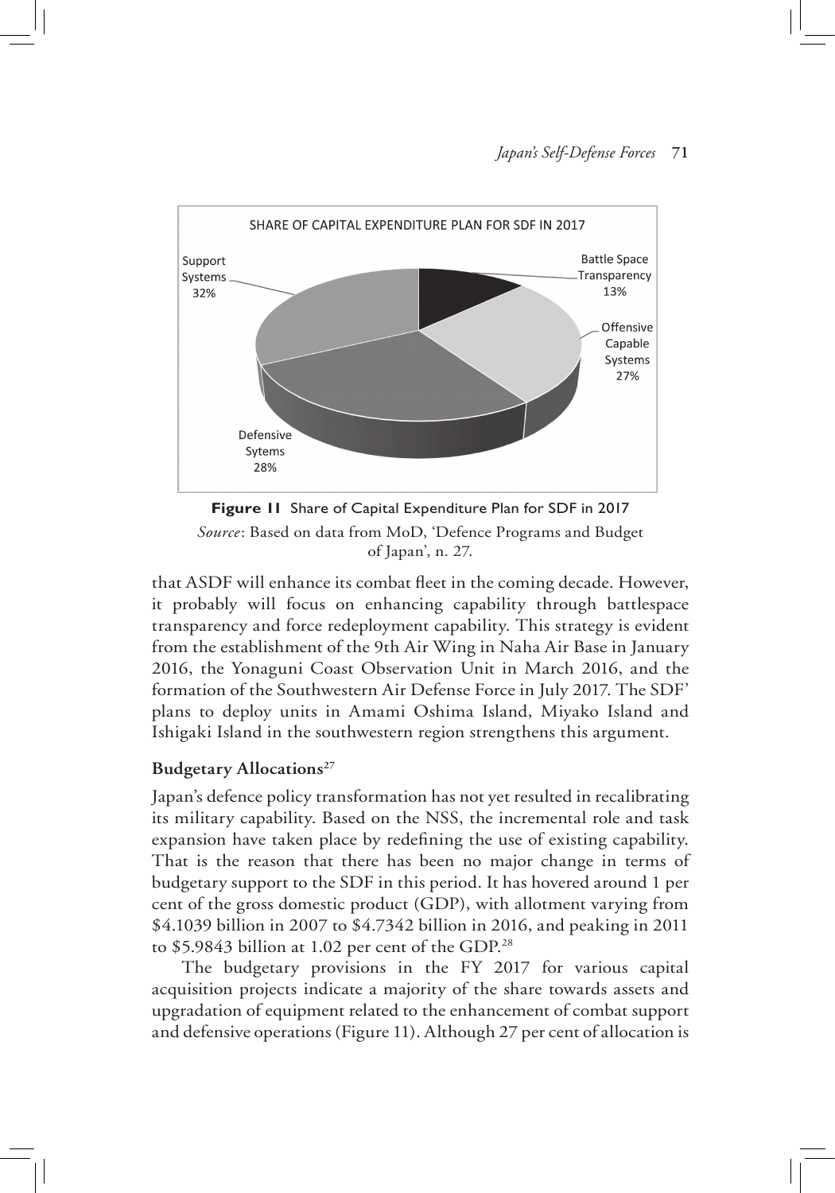**Figure 11** Share of Capital Expenditure Plan for SDF in 2017

*Source*: Based on data from MoD, 'Defence Programs and Budget of Japan', n. 27.

that ASDF will enhance its combat fleet in the coming decade. However, it probably will focus on enhancing capability through battlespace transparency and force redeployment capability. This strategy is evident from the establishment of the 9th Air Wing in Naha Air Base in January 2016, the Yonaguni Coast Observation Unit in March 2016, and the formation of the Southwestern Air Defense Force in July 2017. The SDF' plans to deploy units in Amami Oshima Island, Miyako Island and Ishigaki Island in the southwestern region strengthens this argument.

### Budgetary Allocations[27]

Japan's defence policy transformation has not yet resulted in recalibrating its military capability. Based on the NSS, the incremental role and task expansion have taken place by redefining the use of existing capability. That is the reason that there has been no major change in terms of budgetary support to the SDF in this period. It has hovered around 1 per cent of the gross domestic product (GDP), with allotment varying from \$4.1039 billion in 2007 to \$4.7342 billion in 2016, and peaking in 2011 to \$5.9843 billion at 1.02 per cent of the GDP.[28]

The budgetary provisions in the FY 2017 for various capital acquisition projects indicate a majority of the share towards assets and upgradation of equipment related to the enhancement of combat support and defensive operations (Figure 11). Although 27 per cent of allocation is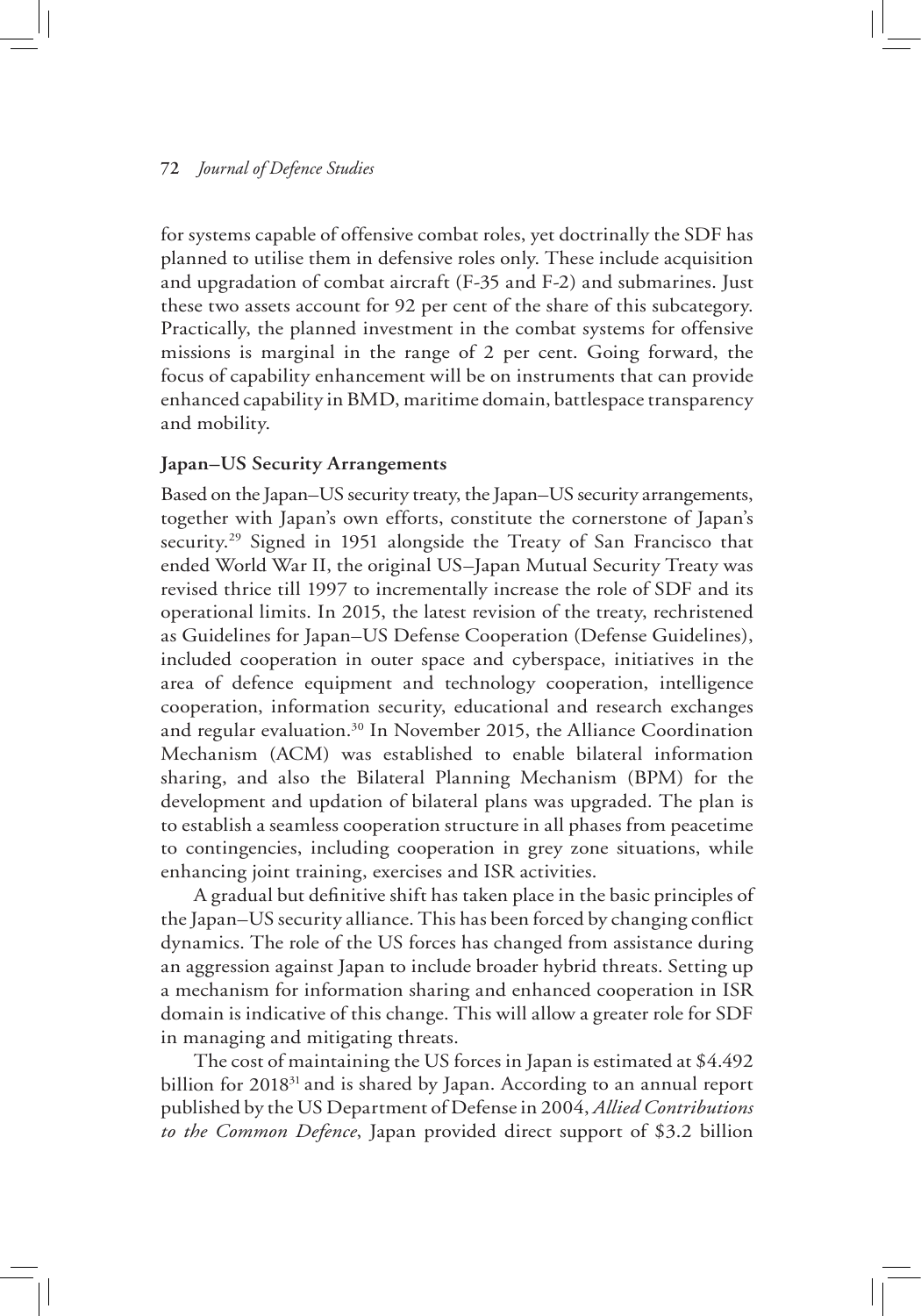for systems capable of offensive combat roles, yet doctrinally the SDF has planned to utilise them in defensive roles only. These include acquisition and upgradation of combat aircraft (F-35 and F-2) and submarines. Just these two assets account for 92 per cent of the share of this subcategory. Practically, the planned investment in the combat systems for offensive missions is marginal in the range of 2 per cent. Going forward, the focus of capability enhancement will be on instruments that can provide enhanced capability in BMD, maritime domain, battlespace transparency and mobility.

### Japan–US Security Arrangements

Based on the Japan–US security treaty, the Japan–US security arrangements, together with Japan's own efforts, constitute the cornerstone of Japan's security.[29] Signed in 1951 alongside the Treaty of San Francisco that ended World War II, the original US–Japan Mutual Security Treaty was revised thrice till 1997 to incrementally increase the role of SDF and its operational limits. In 2015, the latest revision of the treaty, rechristened as Guidelines for Japan–US Defense Cooperation (Defense Guidelines), included cooperation in outer space and cyberspace, initiatives in the area of defence equipment and technology cooperation, intelligence cooperation, information security, educational and research exchanges and regular evaluation.[30] In November 2015, the Alliance Coordination Mechanism (ACM) was established to enable bilateral information sharing, and also the Bilateral Planning Mechanism (BPM) for the development and updation of bilateral plans was upgraded. The plan is to establish a seamless cooperation structure in all phases from peacetime to contingencies, including cooperation in grey zone situations, while enhancing joint training, exercises and ISR activities.

A gradual but definitive shift has taken place in the basic principles of the Japan–US security alliance. This has been forced by changing conflict dynamics. The role of the US forces has changed from assistance during an aggression against Japan to include broader hybrid threats. Setting up a mechanism for information sharing and enhanced cooperation in ISR domain is indicative of this change. This will allow a greater role for SDF in managing and mitigating threats.

The cost of maintaining the US forces in Japan is estimated at $4.492 billion for 2018[31] and is shared by Japan. According to an annual report published by the US Department of Defense in 2004, *Allied Contributions to the Common Defence*, Japan provided direct support of $3.2 billion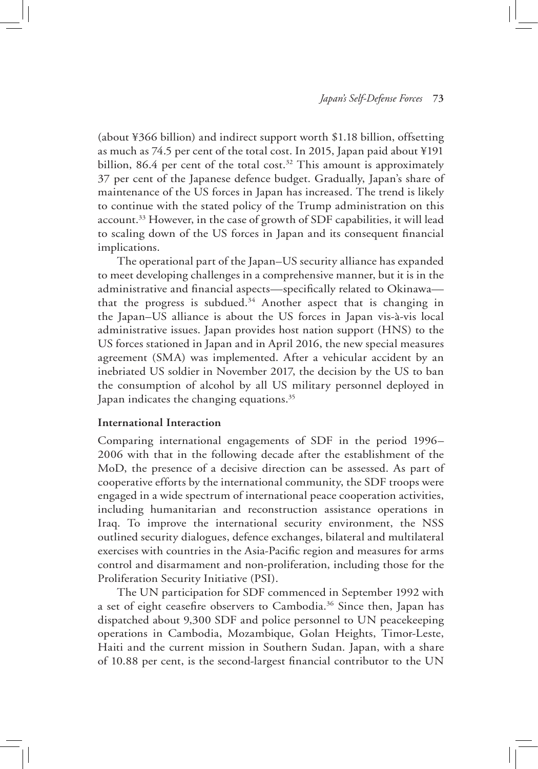(about ¥366 billion) and indirect support worth $1.18 billion, offsetting as much as 74.5 per cent of the total cost. In 2015, Japan paid about ¥191 billion, 86.4 per cent of the total cost.[32] This amount is approximately 37 per cent of the Japanese defence budget. Gradually, Japan's share of maintenance of the US forces in Japan has increased. The trend is likely to continue with the stated policy of the Trump administration on this account.[33] However, in the case of growth of SDF capabilities, it will lead to scaling down of the US forces in Japan and its consequent financial implications.

The operational part of the Japan–US security alliance has expanded to meet developing challenges in a comprehensive manner, but it is in the administrative and financial aspects—specifically related to Okinawa—that the progress is subdued.[34] Another aspect that is changing in the Japan–US alliance is about the US forces in Japan vis-à-vis local administrative issues. Japan provides host nation support (HNS) to the US forces stationed in Japan and in April 2016, the new special measures agreement (SMA) was implemented. After a vehicular accident by an inebriated US soldier in November 2017, the decision by the US to ban the consumption of alcohol by all US military personnel deployed in Japan indicates the changing equations.[35]

**International Interaction**

Comparing international engagements of SDF in the period 1996–2006 with that in the following decade after the establishment of the MoD, the presence of a decisive direction can be assessed. As part of cooperative efforts by the international community, the SDF troops were engaged in a wide spectrum of international peace cooperation activities, including humanitarian and reconstruction assistance operations in Iraq. To improve the international security environment, the NSS outlined security dialogues, defence exchanges, bilateral and multilateral exercises with countries in the Asia-Pacific region and measures for arms control and disarmament and non-proliferation, including those for the Proliferation Security Initiative (PSI).

The UN participation for SDF commenced in September 1992 with a set of eight ceasefire observers to Cambodia.[36] Since then, Japan has dispatched about 9,300 SDF and police personnel to UN peacekeeping operations in Cambodia, Mozambique, Golan Heights, Timor-Leste, Haiti and the current mission in Southern Sudan. Japan, with a share of 10.88 per cent, is the second-largest financial contributor to the UN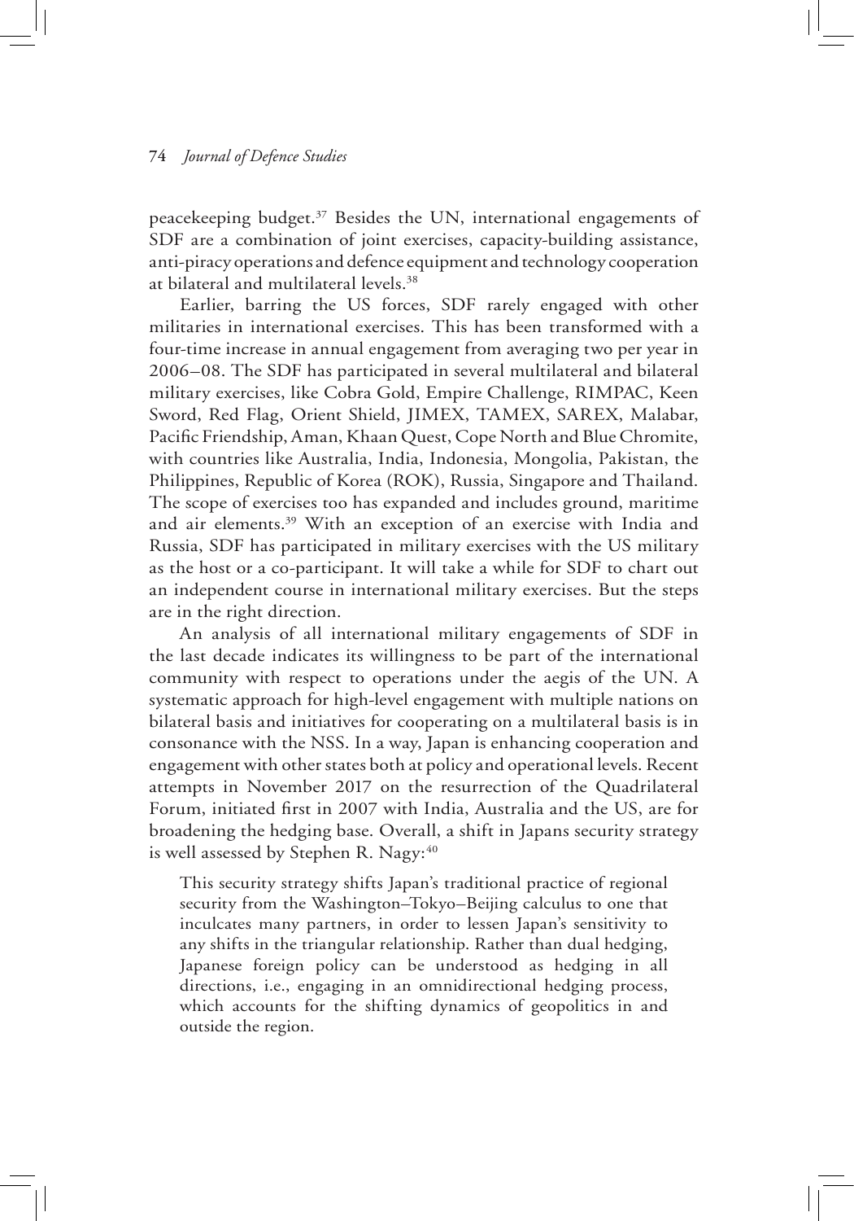peacekeeping budget.[37] Besides the UN, international engagements of SDF are a combination of joint exercises, capacity-building assistance, anti-piracy operations and defence equipment and technology cooperation at bilateral and multilateral levels.[38]

Earlier, barring the US forces, SDF rarely engaged with other militaries in international exercises. This has been transformed with a four-time increase in annual engagement from averaging two per year in 2006–08. The SDF has participated in several multilateral and bilateral military exercises, like Cobra Gold, Empire Challenge, RIMPAC, Keen Sword, Red Flag, Orient Shield, JIMEX, TAMEX, SAREX, Malabar, Pacific Friendship, Aman, Khaan Quest, Cope North and Blue Chromite, with countries like Australia, India, Indonesia, Mongolia, Pakistan, the Philippines, Republic of Korea (ROK), Russia, Singapore and Thailand. The scope of exercises too has expanded and includes ground, maritime and air elements.[39] With an exception of an exercise with India and Russia, SDF has participated in military exercises with the US military as the host or a co-participant. It will take a while for SDF to chart out an independent course in international military exercises. But the steps are in the right direction.

An analysis of all international military engagements of SDF in the last decade indicates its willingness to be part of the international community with respect to operations under the aegis of the UN. A systematic approach for high-level engagement with multiple nations on bilateral basis and initiatives for cooperating on a multilateral basis is in consonance with the NSS. In a way, Japan is enhancing cooperation and engagement with other states both at policy and operational levels. Recent attempts in November 2017 on the resurrection of the Quadrilateral Forum, initiated first in 2007 with India, Australia and the US, are for broadening the hedging base. Overall, a shift in Japans security strategy is well assessed by Stephen R. Nagy:[40]

> This security strategy shifts Japan's traditional practice of regional security from the Washington–Tokyo–Beijing calculus to one that inculcates many partners, in order to lessen Japan's sensitivity to any shifts in the triangular relationship. Rather than dual hedging, Japanese foreign policy can be understood as hedging in all directions, i.e., engaging in an omnidirectional hedging process, which accounts for the shifting dynamics of geopolitics in and outside the region.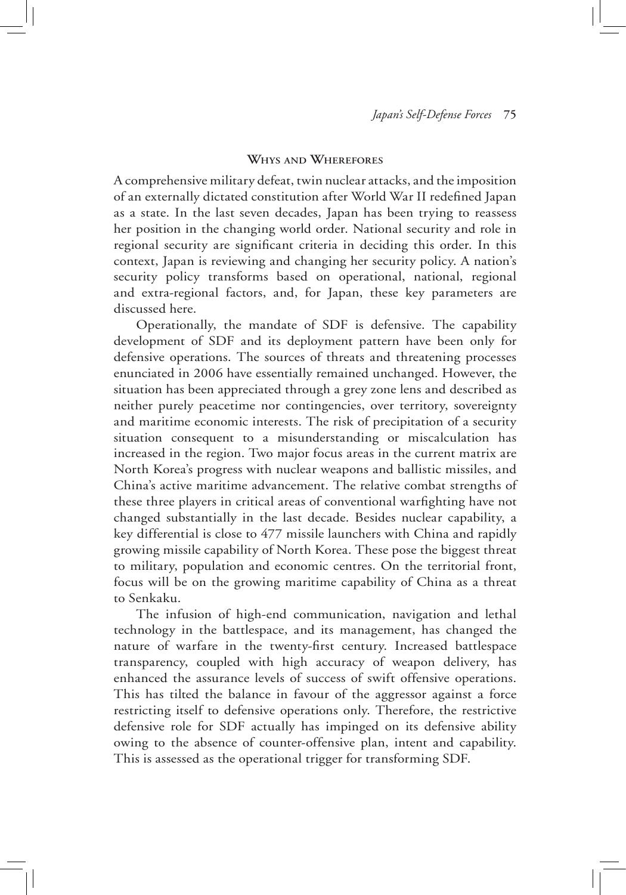## Whys and Wherefores

A comprehensive military defeat, twin nuclear attacks, and the imposition of an externally dictated constitution after World War II redefined Japan as a state. In the last seven decades, Japan has been trying to reassess her position in the changing world order. National security and role in regional security are significant criteria in deciding this order. In this context, Japan is reviewing and changing her security policy. A nation's security policy transforms based on operational, national, regional and extra-regional factors, and, for Japan, these key parameters are discussed here.

Operationally, the mandate of SDF is defensive. The capability development of SDF and its deployment pattern have been only for defensive operations. The sources of threats and threatening processes enunciated in 2006 have essentially remained unchanged. However, the situation has been appreciated through a grey zone lens and described as neither purely peacetime nor contingencies, over territory, sovereignty and maritime economic interests. The risk of precipitation of a security situation consequent to a misunderstanding or miscalculation has increased in the region. Two major focus areas in the current matrix are North Korea's progress with nuclear weapons and ballistic missiles, and China's active maritime advancement. The relative combat strengths of these three players in critical areas of conventional warfighting have not changed substantially in the last decade. Besides nuclear capability, a key differential is close to 477 missile launchers with China and rapidly growing missile capability of North Korea. These pose the biggest threat to military, population and economic centres. On the territorial front, focus will be on the growing maritime capability of China as a threat to Senkaku.

The infusion of high-end communication, navigation and lethal technology in the battlespace, and its management, has changed the nature of warfare in the twenty-first century. Increased battlespace transparency, coupled with high accuracy of weapon delivery, has enhanced the assurance levels of success of swift offensive operations. This has tilted the balance in favour of the aggressor against a force restricting itself to defensive operations only. Therefore, the restrictive defensive role for SDF actually has impinged on its defensive ability owing to the absence of counter-offensive plan, intent and capability. This is assessed as the operational trigger for transforming SDF.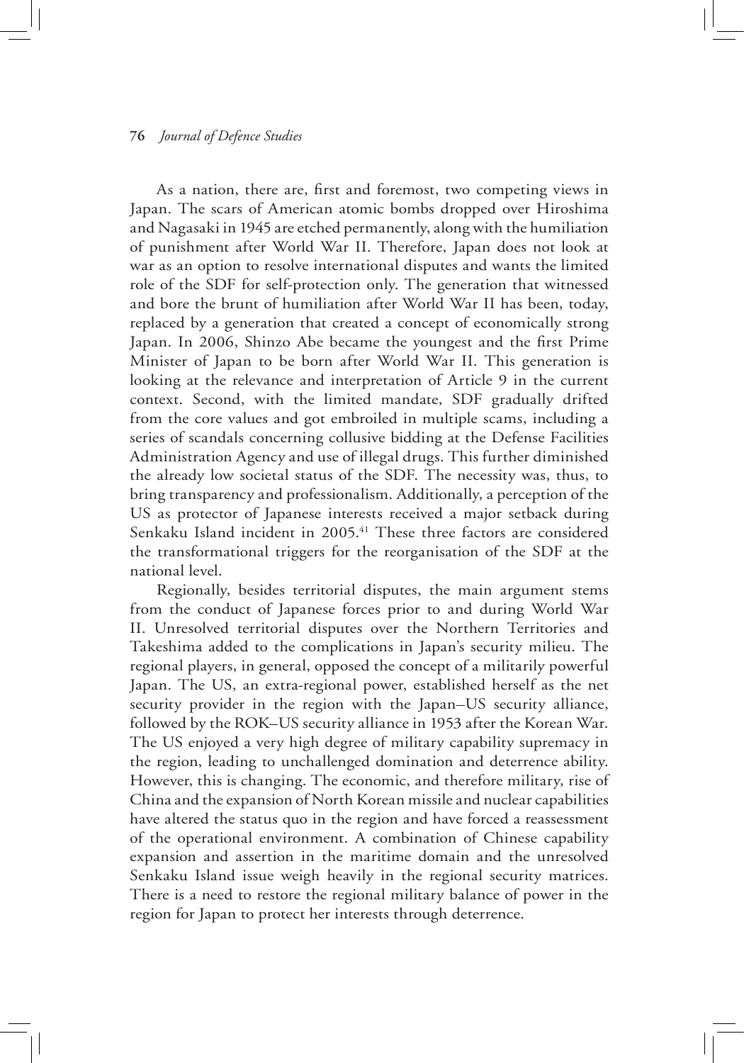As a nation, there are, first and foremost, two competing views in Japan. The scars of American atomic bombs dropped over Hiroshima and Nagasaki in 1945 are etched permanently, along with the humiliation of punishment after World War II. Therefore, Japan does not look at war as an option to resolve international disputes and wants the limited role of the SDF for self-protection only. The generation that witnessed and bore the brunt of humiliation after World War II has been, today, replaced by a generation that created a concept of economically strong Japan. In 2006, Shinzo Abe became the youngest and the first Prime Minister of Japan to be born after World War II. This generation is looking at the relevance and interpretation of Article 9 in the current context. Second, with the limited mandate, SDF gradually drifted from the core values and got embroiled in multiple scams, including a series of scandals concerning collusive bidding at the Defense Facilities Administration Agency and use of illegal drugs. This further diminished the already low societal status of the SDF. The necessity was, thus, to bring transparency and professionalism. Additionally, a perception of the US as protector of Japanese interests received a major setback during Senkaku Island incident in 2005.[41] These three factors are considered the transformational triggers for the reorganisation of the SDF at the national level.

Regionally, besides territorial disputes, the main argument stems from the conduct of Japanese forces prior to and during World War II. Unresolved territorial disputes over the Northern Territories and Takeshima added to the complications in Japan's security milieu. The regional players, in general, opposed the concept of a militarily powerful Japan. The US, an extra-regional power, established herself as the net security provider in the region with the Japan–US security alliance, followed by the ROK–US security alliance in 1953 after the Korean War. The US enjoyed a very high degree of military capability supremacy in the region, leading to unchallenged domination and deterrence ability. However, this is changing. The economic, and therefore military, rise of China and the expansion of North Korean missile and nuclear capabilities have altered the status quo in the region and have forced a reassessment of the operational environment. A combination of Chinese capability expansion and assertion in the maritime domain and the unresolved Senkaku Island issue weigh heavily in the regional security matrices. There is a need to restore the regional military balance of power in the region for Japan to protect her interests through deterrence.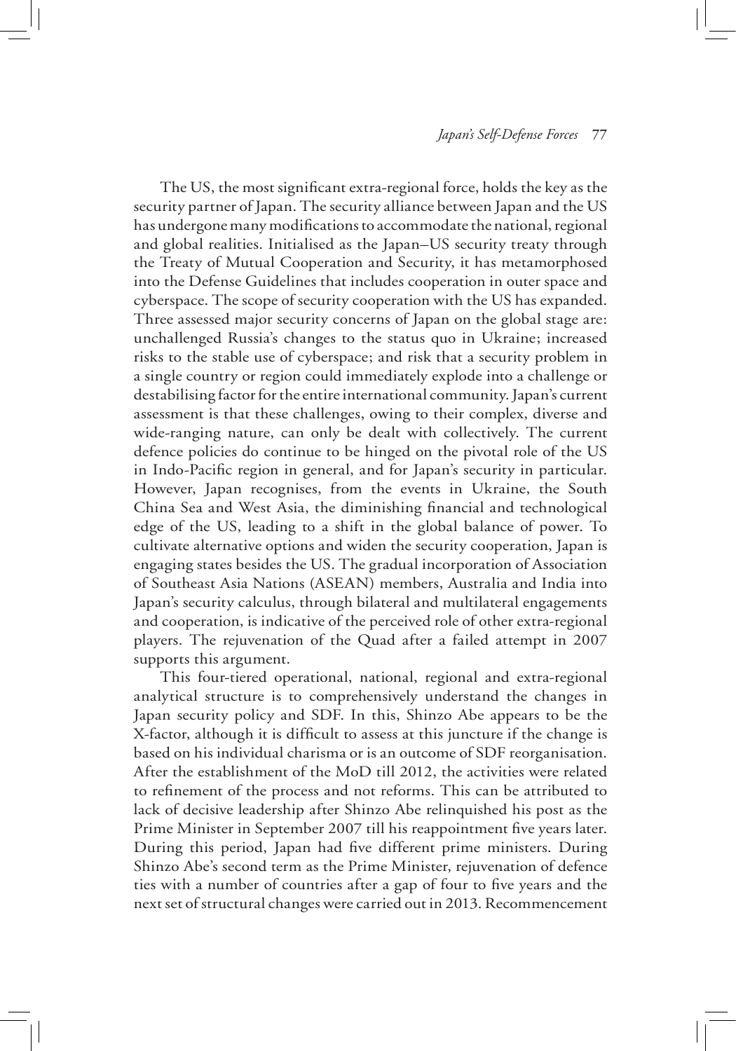The US, the most significant extra-regional force, holds the key as the security partner of Japan. The security alliance between Japan and the US has undergone many modifications to accommodate the national, regional and global realities. Initialised as the Japan–US security treaty through the Treaty of Mutual Cooperation and Security, it has metamorphosed into the Defense Guidelines that includes cooperation in outer space and cyberspace. The scope of security cooperation with the US has expanded. Three assessed major security concerns of Japan on the global stage are: unchallenged Russia's changes to the status quo in Ukraine; increased risks to the stable use of cyberspace; and risk that a security problem in a single country or region could immediately explode into a challenge or destabilising factor for the entire international community. Japan's current assessment is that these challenges, owing to their complex, diverse and wide-ranging nature, can only be dealt with collectively. The current defence policies do continue to be hinged on the pivotal role of the US in Indo-Pacific region in general, and for Japan's security in particular. However, Japan recognises, from the events in Ukraine, the South China Sea and West Asia, the diminishing financial and technological edge of the US, leading to a shift in the global balance of power. To cultivate alternative options and widen the security cooperation, Japan is engaging states besides the US. The gradual incorporation of Association of Southeast Asia Nations (ASEAN) members, Australia and India into Japan's security calculus, through bilateral and multilateral engagements and cooperation, is indicative of the perceived role of other extra-regional players. The rejuvenation of the Quad after a failed attempt in 2007 supports this argument.

This four-tiered operational, national, regional and extra-regional analytical structure is to comprehensively understand the changes in Japan security policy and SDF. In this, Shinzo Abe appears to be the X-factor, although it is difficult to assess at this juncture if the change is based on his individual charisma or is an outcome of SDF reorganisation. After the establishment of the MoD till 2012, the activities were related to refinement of the process and not reforms. This can be attributed to lack of decisive leadership after Shinzo Abe relinquished his post as the Prime Minister in September 2007 till his reappointment five years later. During this period, Japan had five different prime ministers. During Shinzo Abe's second term as the Prime Minister, rejuvenation of defence ties with a number of countries after a gap of four to five years and the next set of structural changes were carried out in 2013. Recommencement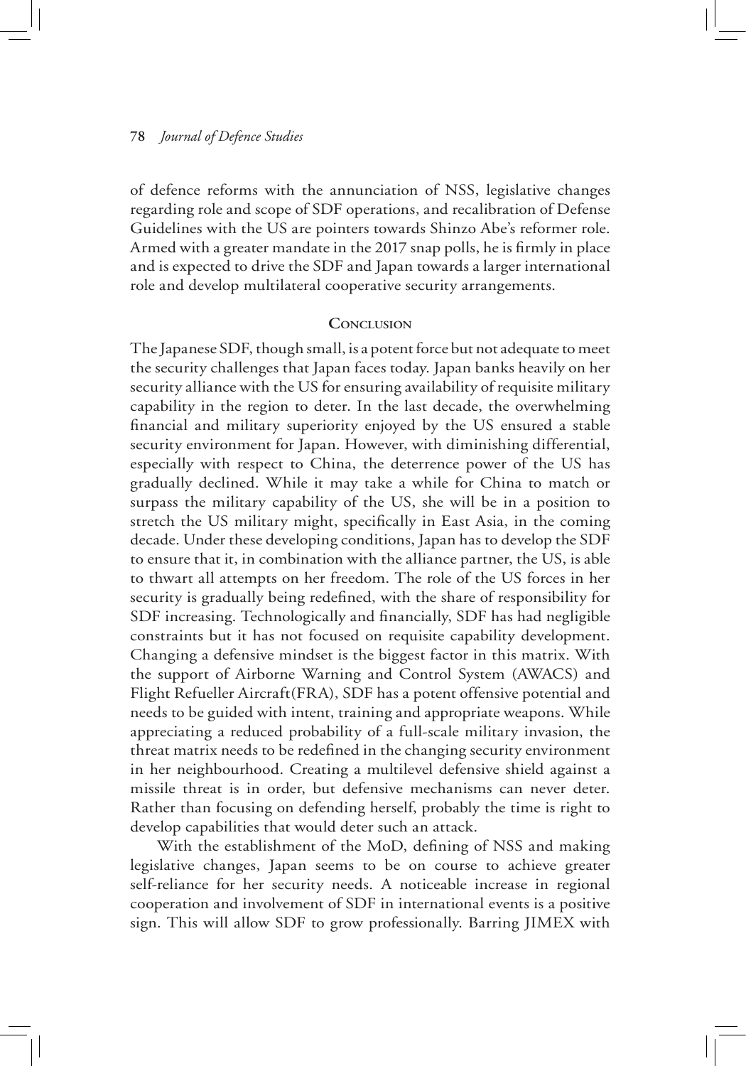of defence reforms with the annunciation of NSS, legislative changes regarding role and scope of SDF operations, and recalibration of Defense Guidelines with the US are pointers towards Shinzo Abe's reformer role. Armed with a greater mandate in the 2017 snap polls, he is firmly in place and is expected to drive the SDF and Japan towards a larger international role and develop multilateral cooperative security arrangements.

## Conclusion

The Japanese SDF, though small, is a potent force but not adequate to meet the security challenges that Japan faces today. Japan banks heavily on her security alliance with the US for ensuring availability of requisite military capability in the region to deter. In the last decade, the overwhelming financial and military superiority enjoyed by the US ensured a stable security environment for Japan. However, with diminishing differential, especially with respect to China, the deterrence power of the US has gradually declined. While it may take a while for China to match or surpass the military capability of the US, she will be in a position to stretch the US military might, specifically in East Asia, in the coming decade. Under these developing conditions, Japan has to develop the SDF to ensure that it, in combination with the alliance partner, the US, is able to thwart all attempts on her freedom. The role of the US forces in her security is gradually being redefined, with the share of responsibility for SDF increasing. Technologically and financially, SDF has had negligible constraints but it has not focused on requisite capability development. Changing a defensive mindset is the biggest factor in this matrix. With the support of Airborne Warning and Control System (AWACS) and Flight Refueller Aircraft(FRA), SDF has a potent offensive potential and needs to be guided with intent, training and appropriate weapons. While appreciating a reduced probability of a full-scale military invasion, the threat matrix needs to be redefined in the changing security environment in her neighbourhood. Creating a multilevel defensive shield against a missile threat is in order, but defensive mechanisms can never deter. Rather than focusing on defending herself, probably the time is right to develop capabilities that would deter such an attack.

With the establishment of the MoD, defining of NSS and making legislative changes, Japan seems to be on course to achieve greater self-reliance for her security needs. A noticeable increase in regional cooperation and involvement of SDF in international events is a positive sign. This will allow SDF to grow professionally. Barring JIMEX with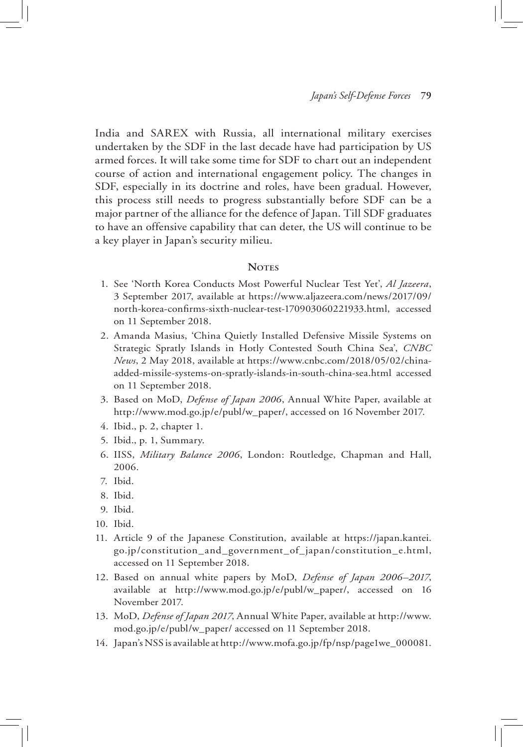India and SAREX with Russia, all international military exercises undertaken by the SDF in the last decade have had participation by US armed forces. It will take some time for SDF to chart out an independent course of action and international engagement policy. The changes in SDF, especially in its doctrine and roles, have been gradual. However, this process still needs to progress substantially before SDF can be a major partner of the alliance for the defence of Japan. Till SDF graduates to have an offensive capability that can deter, the US will continue to be a key player in Japan's security milieu.

## Notes

1. See 'North Korea Conducts Most Powerful Nuclear Test Yet', *Al Jazeera*, 3 September 2017, available at https://www.aljazeera.com/news/2017/09/north-korea-confirms-sixth-nuclear-test-170903060221933.html, accessed on 11 September 2018.
2. Amanda Masius, 'China Quietly Installed Defensive Missile Systems on Strategic Spratly Islands in Hotly Contested South China Sea', *CNBC News*, 2 May 2018, available at https://www.cnbc.com/2018/05/02/china-added-missile-systems-on-spratly-islands-in-south-china-sea.html accessed on 11 September 2018.
3. Based on MoD, *Defense of Japan 2006*, Annual White Paper, available at http://www.mod.go.jp/e/publ/w_paper/, accessed on 16 November 2017.
4. Ibid., p. 2, chapter 1.
5. Ibid., p. 1, Summary.
6. IISS, *Military Balance 2006*, London: Routledge, Chapman and Hall, 2006.
7. Ibid.
8. Ibid.
9. Ibid.
10. Ibid.
11. Article 9 of the Japanese Constitution, available at https://japan.kantei.go.jp/constitution_and_government_of_japan/constitution_e.html, accessed on 11 September 2018.
12. Based on annual white papers by MoD, *Defense of Japan 2006–2017*, available at http://www.mod.go.jp/e/publ/w_paper/, accessed on 16 November 2017.
13. MoD, *Defense of Japan 2017*, Annual White Paper, available at http://www.mod.go.jp/e/publ/w_paper/ accessed on 11 September 2018.
14. Japan's NSS is available at http://www.mofa.go.jp/fp/nsp/page1we_000081.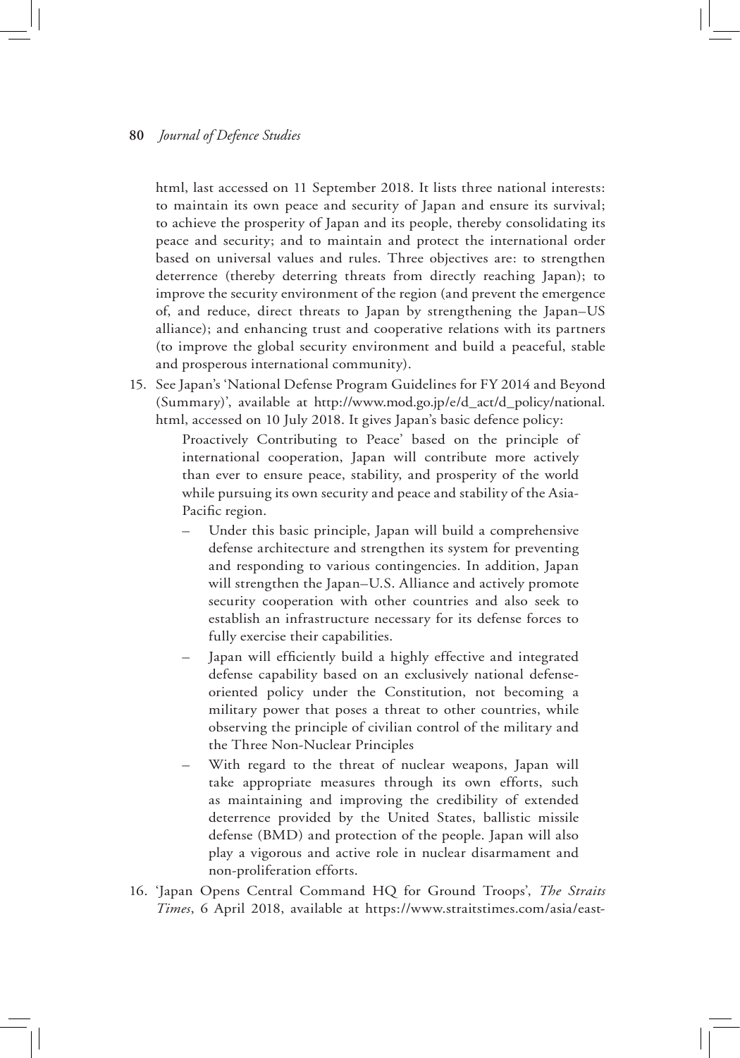html, last accessed on 11 September 2018. It lists three national interests: to maintain its own peace and security of Japan and ensure its survival; to achieve the prosperity of Japan and its people, thereby consolidating its peace and security; and to maintain and protect the international order based on universal values and rules. Three objectives are: to strengthen deterrence (thereby deterring threats from directly reaching Japan); to improve the security environment of the region (and prevent the emergence of, and reduce, direct threats to Japan by strengthening the Japan–US alliance); and enhancing trust and cooperative relations with its partners (to improve the global security environment and build a peaceful, stable and prosperous international community).

15. See Japan's 'National Defense Program Guidelines for FY 2014 and Beyond (Summary)', available at http://www.mod.go.jp/e/d_act/d_policy/national.html, accessed on 10 July 2018. It gives Japan's basic defence policy:

    Proactively Contributing to Peace' based on the principle of international cooperation, Japan will contribute more actively than ever to ensure peace, stability, and prosperity of the world while pursuing its own security and peace and stability of the Asia-Pacific region.

    – Under this basic principle, Japan will build a comprehensive defense architecture and strengthen its system for preventing and responding to various contingencies. In addition, Japan will strengthen the Japan–U.S. Alliance and actively promote security cooperation with other countries and also seek to establish an infrastructure necessary for its defense forces to fully exercise their capabilities.

    – Japan will efficiently build a highly effective and integrated defense capability based on an exclusively national defense-oriented policy under the Constitution, not becoming a military power that poses a threat to other countries, while observing the principle of civilian control of the military and the Three Non-Nuclear Principles

    – With regard to the threat of nuclear weapons, Japan will take appropriate measures through its own efforts, such as maintaining and improving the credibility of extended deterrence provided by the United States, ballistic missile defense (BMD) and protection of the people. Japan will also play a vigorous and active role in nuclear disarmament and non-proliferation efforts.

16. 'Japan Opens Central Command HQ for Ground Troops', *The Straits Times*, 6 April 2018, available at https://www.straitstimes.com/asia/east-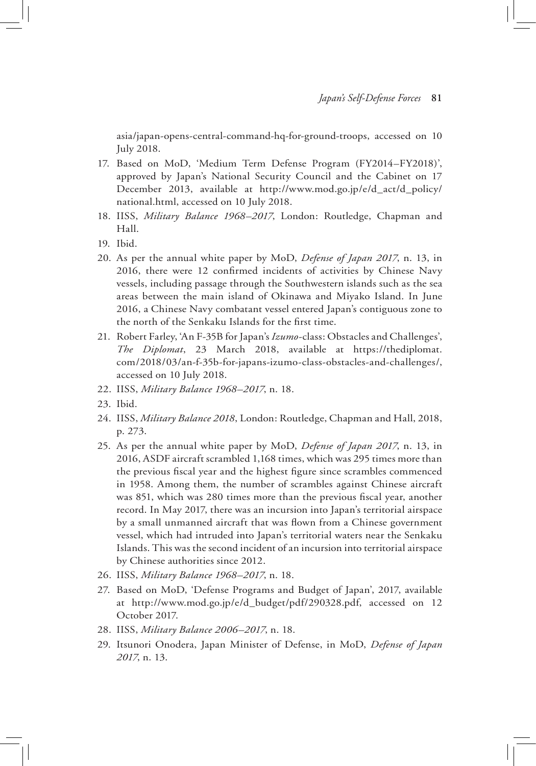asia/japan-opens-central-command-hq-for-ground-troops, accessed on 10 July 2018.

17. Based on MoD, 'Medium Term Defense Program (FY2014–FY2018)', approved by Japan's National Security Council and the Cabinet on 17 December 2013, available at http://www.mod.go.jp/e/d_act/d_policy/national.html, accessed on 10 July 2018.
18. IISS, *Military Balance 1968–2017*, London: Routledge, Chapman and Hall.
19. Ibid.
20. As per the annual white paper by MoD, *Defense of Japan 2017*, n. 13, in 2016, there were 12 confirmed incidents of activities by Chinese Navy vessels, including passage through the Southwestern islands such as the sea areas between the main island of Okinawa and Miyako Island. In June 2016, a Chinese Navy combatant vessel entered Japan's contiguous zone to the north of the Senkaku Islands for the first time.
21. Robert Farley, 'An F-35B for Japan's *Izumo*-class: Obstacles and Challenges', *The Diplomat*, 23 March 2018, available at https://thediplomat.com/2018/03/an-f-35b-for-japans-izumo-class-obstacles-and-challenges/, accessed on 10 July 2018.
22. IISS, *Military Balance 1968–2017*, n. 18.
23. Ibid.
24. IISS, *Military Balance 2018*, London: Routledge, Chapman and Hall, 2018, p. 273.
25. As per the annual white paper by MoD, *Defense of Japan 2017*, n. 13, in 2016, ASDF aircraft scrambled 1,168 times, which was 295 times more than the previous fiscal year and the highest figure since scrambles commenced in 1958. Among them, the number of scrambles against Chinese aircraft was 851, which was 280 times more than the previous fiscal year, another record. In May 2017, there was an incursion into Japan's territorial airspace by a small unmanned aircraft that was flown from a Chinese government vessel, which had intruded into Japan's territorial waters near the Senkaku Islands. This was the second incident of an incursion into territorial airspace by Chinese authorities since 2012.
26. IISS, *Military Balance 1968–2017*, n. 18.
27. Based on MoD, 'Defense Programs and Budget of Japan', 2017, available at http://www.mod.go.jp/e/d_budget/pdf/290328.pdf, accessed on 12 October 2017.
28. IISS, *Military Balance 2006–2017*, n. 18.
29. Itsunori Onodera, Japan Minister of Defense, in MoD, *Defense of Japan 2017*, n. 13.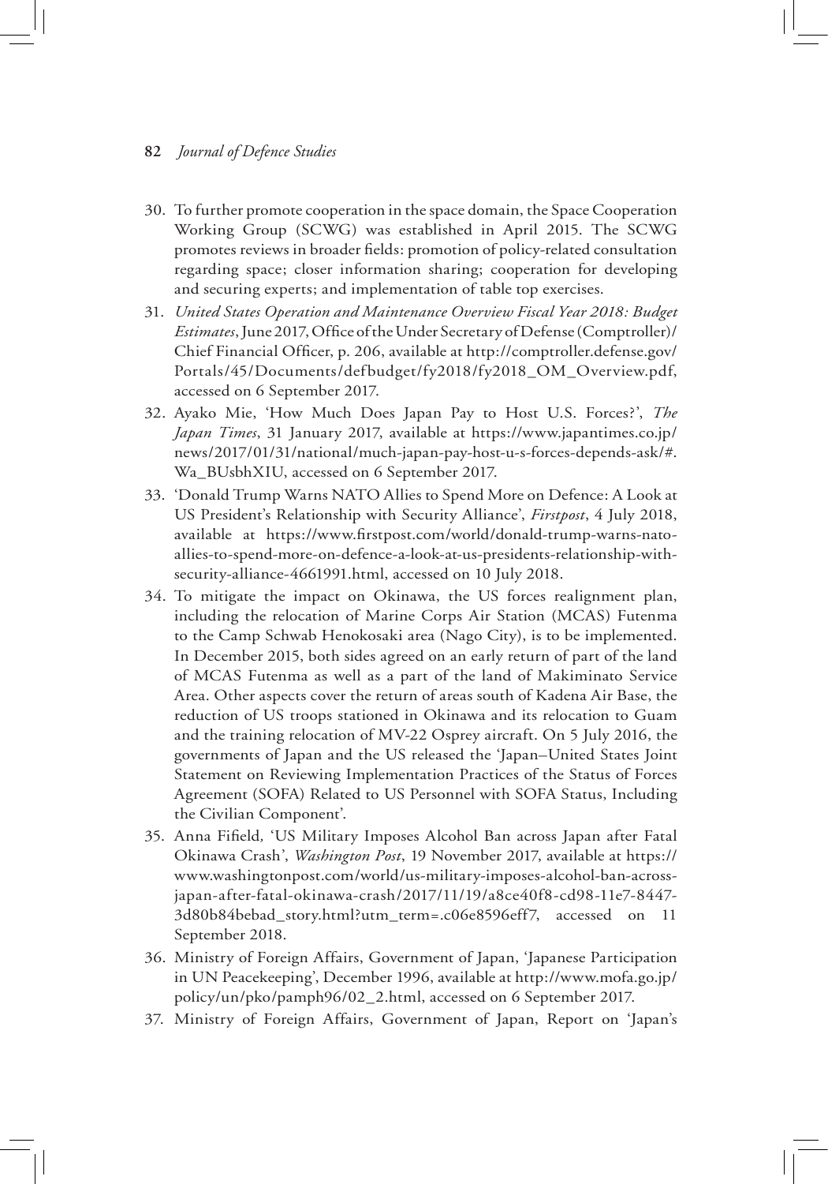30. To further promote cooperation in the space domain, the Space Cooperation Working Group (SCWG) was established in April 2015. The SCWG promotes reviews in broader fields: promotion of policy-related consultation regarding space; closer information sharing; cooperation for developing and securing experts; and implementation of table top exercises.
31. *United States Operation and Maintenance Overview Fiscal Year 2018: Budget Estimates*, June 2017, Office of the Under Secretary of Defense (Comptroller)/ Chief Financial Officer, p. 206, available at http://comptroller.defense.gov/Portals/45/Documents/defbudget/fy2018/fy2018_OM_Overview.pdf, accessed on 6 September 2017.
32. Ayako Mie, 'How Much Does Japan Pay to Host U.S. Forces?', *The Japan Times*, 31 January 2017, available at https://www.japantimes.co.jp/news/2017/01/31/national/much-japan-pay-host-u-s-forces-depends-ask/#.Wa_BUsbhXIU, accessed on 6 September 2017.
33. 'Donald Trump Warns NATO Allies to Spend More on Defence: A Look at US President's Relationship with Security Alliance', *Firstpost*, 4 July 2018, available at https://www.firstpost.com/world/donald-trump-warns-nato-allies-to-spend-more-on-defence-a-look-at-us-presidents-relationship-with-security-alliance-4661991.html, accessed on 10 July 2018.
34. To mitigate the impact on Okinawa, the US forces realignment plan, including the relocation of Marine Corps Air Station (MCAS) Futenma to the Camp Schwab Henokosaki area (Nago City), is to be implemented. In December 2015, both sides agreed on an early return of part of the land of MCAS Futenma as well as a part of the land of Makiminato Service Area. Other aspects cover the return of areas south of Kadena Air Base, the reduction of US troops stationed in Okinawa and its relocation to Guam and the training relocation of MV-22 Osprey aircraft. On 5 July 2016, the governments of Japan and the US released the 'Japan–United States Joint Statement on Reviewing Implementation Practices of the Status of Forces Agreement (SOFA) Related to US Personnel with SOFA Status, Including the Civilian Component'.
35. Anna Fifield, 'US Military Imposes Alcohol Ban across Japan after Fatal Okinawa Crash', *Washington Post*, 19 November 2017, available at https://www.washingtonpost.com/world/us-military-imposes-alcohol-ban-across-japan-after-fatal-okinawa-crash/2017/11/19/a8ce40f8-cd98-11e7-8447-3d80b84bebad_story.html?utm_term=.c06e8596eff7, accessed on 11 September 2018.
36. Ministry of Foreign Affairs, Government of Japan, 'Japanese Participation in UN Peacekeeping', December 1996, available at http://www.mofa.go.jp/policy/un/pko/pamph96/02_2.html, accessed on 6 September 2017.
37. Ministry of Foreign Affairs, Government of Japan, Report on 'Japan's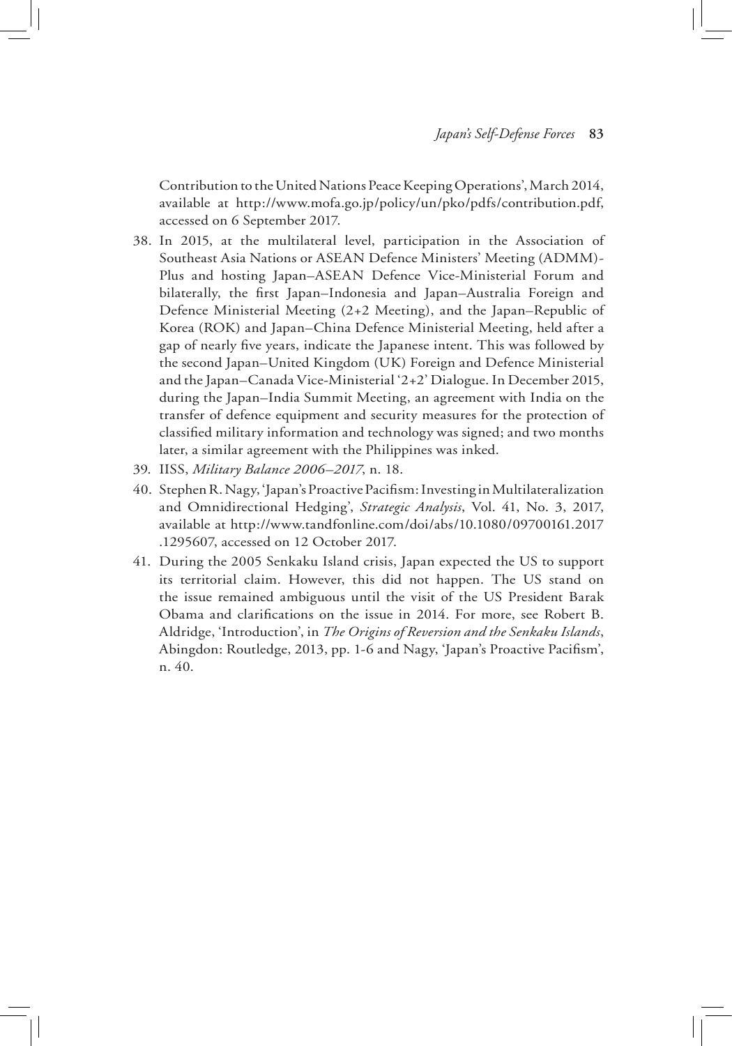Contribution to the United Nations Peace Keeping Operations', March 2014, available at http://www.mofa.go.jp/policy/un/pko/pdfs/contribution.pdf, accessed on 6 September 2017.

38. In 2015, at the multilateral level, participation in the Association of Southeast Asia Nations or ASEAN Defence Ministers' Meeting (ADMM)-Plus and hosting Japan–ASEAN Defence Vice-Ministerial Forum and bilaterally, the first Japan–Indonesia and Japan–Australia Foreign and Defence Ministerial Meeting (2+2 Meeting), and the Japan–Republic of Korea (ROK) and Japan–China Defence Ministerial Meeting, held after a gap of nearly five years, indicate the Japanese intent. This was followed by the second Japan–United Kingdom (UK) Foreign and Defence Ministerial and the Japan–Canada Vice-Ministerial '2+2' Dialogue. In December 2015, during the Japan–India Summit Meeting, an agreement with India on the transfer of defence equipment and security measures for the protection of classified military information and technology was signed; and two months later, a similar agreement with the Philippines was inked.
39. IISS, *Military Balance 2006–2017*, n. 18.
40. Stephen R. Nagy, 'Japan's Proactive Pacifism: Investing in Multilateralization and Omnidirectional Hedging', *Strategic Analysis*, Vol. 41, No. 3, 2017, available at http://www.tandfonline.com/doi/abs/10.1080/09700161.2017.1295607, accessed on 12 October 2017.
41. During the 2005 Senkaku Island crisis, Japan expected the US to support its territorial claim. However, this did not happen. The US stand on the issue remained ambiguous until the visit of the US President Barak Obama and clarifications on the issue in 2014. For more, see Robert B. Aldridge, 'Introduction', in *The Origins of Reversion and the Senkaku Islands*, Abingdon: Routledge, 2013, pp. 1-6 and Nagy, 'Japan's Proactive Pacifism', n. 40.